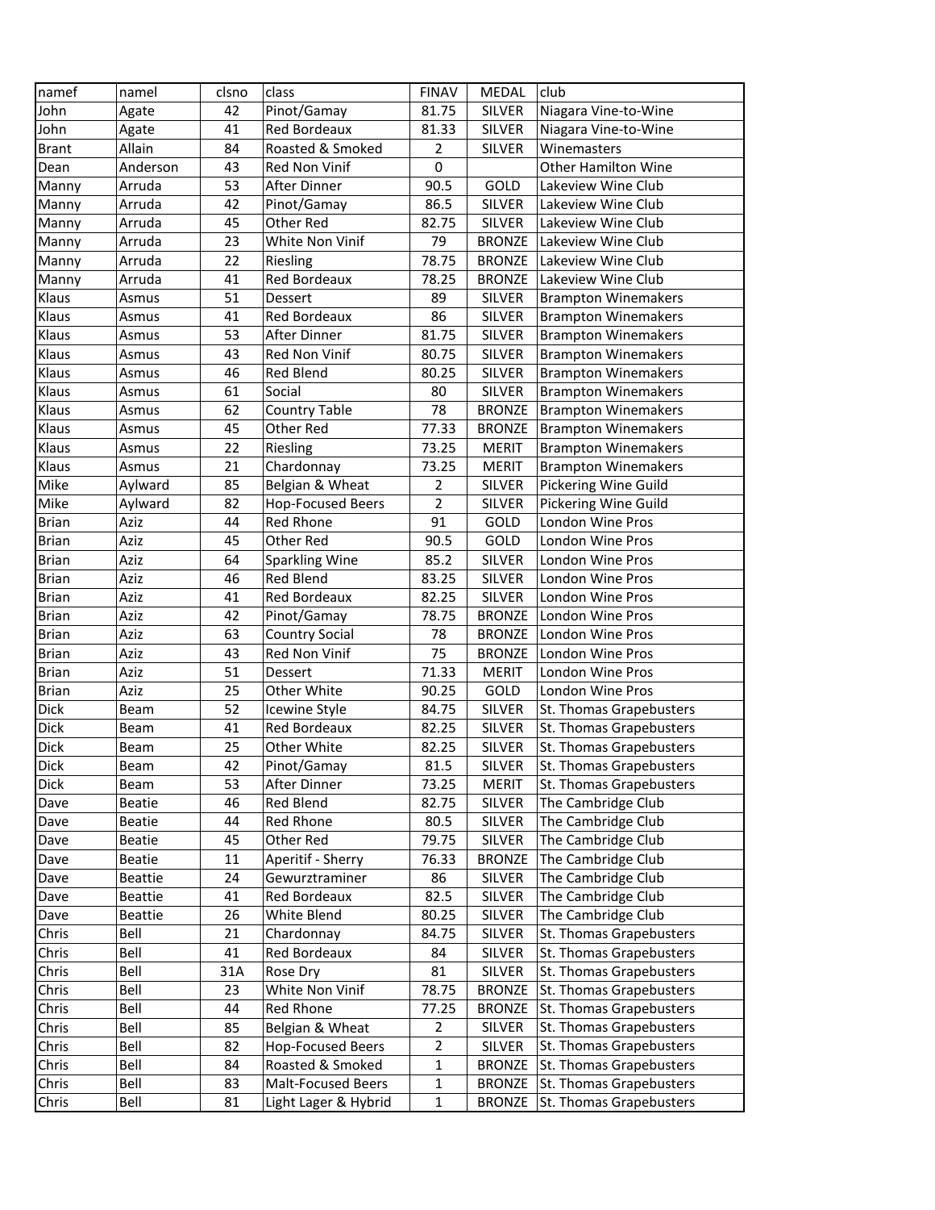| namef | namel | clsno | class | FINAV | MEDAL | club |
|---|---|---|---|---|---|---|
| John | Agate | 42 | Pinot/Gamay | 81.75 | SILVER | Niagara Vine-to-Wine |
| John | Agate | 41 | Red Bordeaux | 81.33 | SILVER | Niagara Vine-to-Wine |
| Brant | Allain | 84 | Roasted & Smoked | 2 | SILVER | Winemasters |
| Dean | Anderson | 43 | Red Non Vinif | 0 | | Other Hamilton Wine |
| Manny | Arruda | 53 | After Dinner | 90.5 | GOLD | Lakeview Wine Club |
| Manny | Arruda | 42 | Pinot/Gamay | 86.5 | SILVER | Lakeview Wine Club |
| Manny | Arruda | 45 | Other Red | 82.75 | SILVER | Lakeview Wine Club |
| Manny | Arruda | 23 | White Non Vinif | 79 | BRONZE | Lakeview Wine Club |
| Manny | Arruda | 22 | Riesling | 78.75 | BRONZE | Lakeview Wine Club |
| Manny | Arruda | 41 | Red Bordeaux | 78.25 | BRONZE | Lakeview Wine Club |
| Klaus | Asmus | 51 | Dessert | 89 | SILVER | Brampton Winemakers |
| Klaus | Asmus | 41 | Red Bordeaux | 86 | SILVER | Brampton Winemakers |
| Klaus | Asmus | 53 | After Dinner | 81.75 | SILVER | Brampton Winemakers |
| Klaus | Asmus | 43 | Red Non Vinif | 80.75 | SILVER | Brampton Winemakers |
| Klaus | Asmus | 46 | Red Blend | 80.25 | SILVER | Brampton Winemakers |
| Klaus | Asmus | 61 | Social | 80 | SILVER | Brampton Winemakers |
| Klaus | Asmus | 62 | Country Table | 78 | BRONZE | Brampton Winemakers |
| Klaus | Asmus | 45 | Other Red | 77.33 | BRONZE | Brampton Winemakers |
| Klaus | Asmus | 22 | Riesling | 73.25 | MERIT | Brampton Winemakers |
| Klaus | Asmus | 21 | Chardonnay | 73.25 | MERIT | Brampton Winemakers |
| Mike | Aylward | 85 | Belgian & Wheat | 2 | SILVER | Pickering Wine Guild |
| Mike | Aylward | 82 | Hop-Focused Beers | 2 | SILVER | Pickering Wine Guild |
| Brian | Aziz | 44 | Red Rhone | 91 | GOLD | London Wine Pros |
| Brian | Aziz | 45 | Other Red | 90.5 | GOLD | London Wine Pros |
| Brian | Aziz | 64 | Sparkling Wine | 85.2 | SILVER | London Wine Pros |
| Brian | Aziz | 46 | Red Blend | 83.25 | SILVER | London Wine Pros |
| Brian | Aziz | 41 | Red Bordeaux | 82.25 | SILVER | London Wine Pros |
| Brian | Aziz | 42 | Pinot/Gamay | 78.75 | BRONZE | London Wine Pros |
| Brian | Aziz | 63 | Country Social | 78 | BRONZE | London Wine Pros |
| Brian | Aziz | 43 | Red Non Vinif | 75 | BRONZE | London Wine Pros |
| Brian | Aziz | 51 | Dessert | 71.33 | MERIT | London Wine Pros |
| Brian | Aziz | 25 | Other White | 90.25 | GOLD | London Wine Pros |
| Dick | Beam | 52 | Icewine Style | 84.75 | SILVER | St. Thomas Grapebusters |
| Dick | Beam | 41 | Red Bordeaux | 82.25 | SILVER | St. Thomas Grapebusters |
| Dick | Beam | 25 | Other White | 82.25 | SILVER | St. Thomas Grapebusters |
| Dick | Beam | 42 | Pinot/Gamay | 81.5 | SILVER | St. Thomas Grapebusters |
| Dick | Beam | 53 | After Dinner | 73.25 | MERIT | St. Thomas Grapebusters |
| Dave | Beatie | 46 | Red Blend | 82.75 | SILVER | The Cambridge Club |
| Dave | Beatie | 44 | Red Rhone | 80.5 | SILVER | The Cambridge Club |
| Dave | Beatie | 45 | Other Red | 79.75 | SILVER | The Cambridge Club |
| Dave | Beatie | 11 | Aperitif - Sherry | 76.33 | BRONZE | The Cambridge Club |
| Dave | Beattie | 24 | Gewurztraminer | 86 | SILVER | The Cambridge Club |
| Dave | Beattie | 41 | Red Bordeaux | 82.5 | SILVER | The Cambridge Club |
| Dave | Beattie | 26 | White Blend | 80.25 | SILVER | The Cambridge Club |
| Chris | Bell | 21 | Chardonnay | 84.75 | SILVER | St. Thomas Grapebusters |
| Chris | Bell | 41 | Red Bordeaux | 84 | SILVER | St. Thomas Grapebusters |
| Chris | Bell | 31A | Rose Dry | 81 | SILVER | St. Thomas Grapebusters |
| Chris | Bell | 23 | White Non Vinif | 78.75 | BRONZE | St. Thomas Grapebusters |
| Chris | Bell | 44 | Red Rhone | 77.25 | BRONZE | St. Thomas Grapebusters |
| Chris | Bell | 85 | Belgian & Wheat | 2 | SILVER | St. Thomas Grapebusters |
| Chris | Bell | 82 | Hop-Focused Beers | 2 | SILVER | St. Thomas Grapebusters |
| Chris | Bell | 84 | Roasted & Smoked | 1 | BRONZE | St. Thomas Grapebusters |
| Chris | Bell | 83 | Malt-Focused Beers | 1 | BRONZE | St. Thomas Grapebusters |
| Chris | Bell | 81 | Light Lager & Hybrid | 1 | BRONZE | St. Thomas Grapebusters |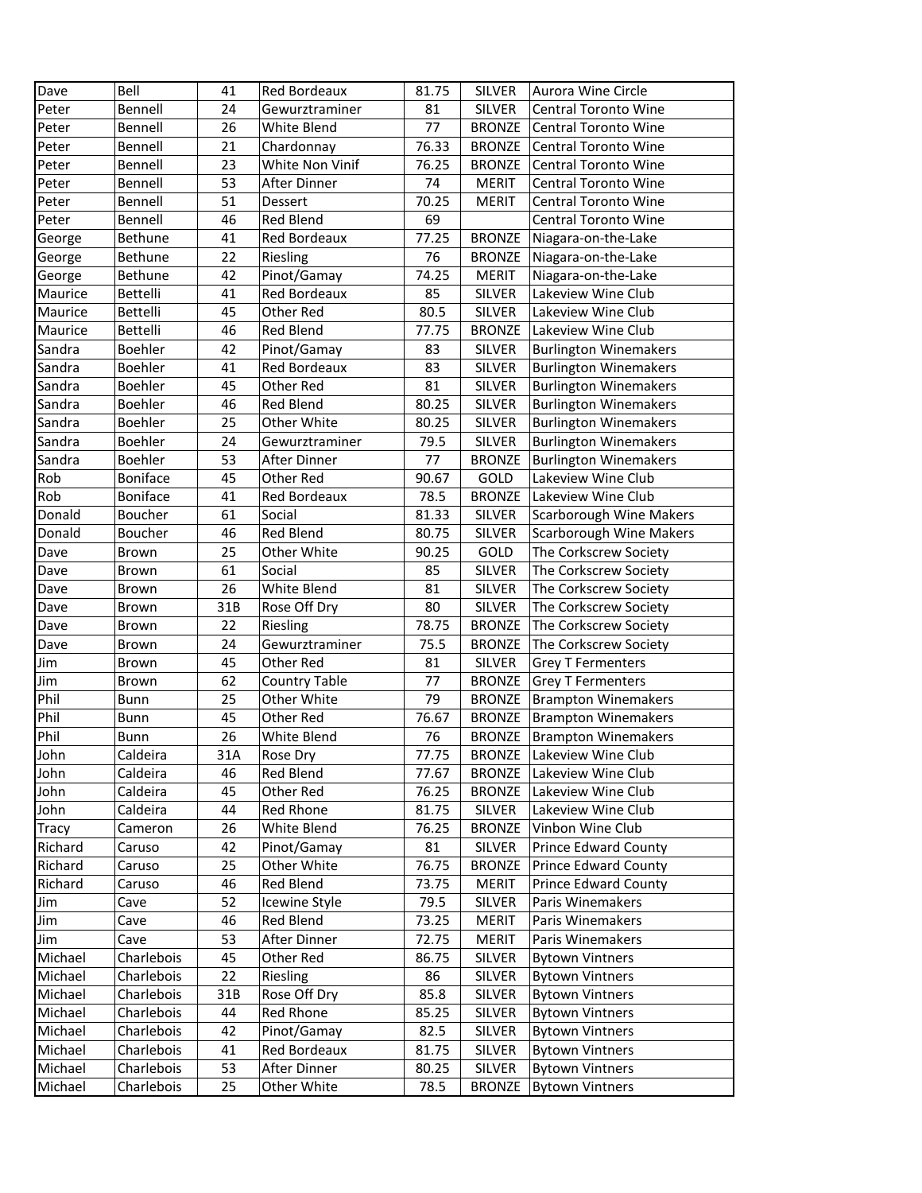| | | | | | | |
|---|---|---|---|---|---|---|
| Dave | Bell | 41 | Red Bordeaux | 81.75 | SILVER | Aurora Wine Circle |
| Peter | Bennell | 24 | Gewurztraminer | 81 | SILVER | Central Toronto Wine |
| Peter | Bennell | 26 | White Blend | 77 | BRONZE | Central Toronto Wine |
| Peter | Bennell | 21 | Chardonnay | 76.33 | BRONZE | Central Toronto Wine |
| Peter | Bennell | 23 | White Non Vinif | 76.25 | BRONZE | Central Toronto Wine |
| Peter | Bennell | 53 | After Dinner | 74 | MERIT | Central Toronto Wine |
| Peter | Bennell | 51 | Dessert | 70.25 | MERIT | Central Toronto Wine |
| Peter | Bennell | 46 | Red Blend | 69 | | Central Toronto Wine |
| George | Bethune | 41 | Red Bordeaux | 77.25 | BRONZE | Niagara-on-the-Lake |
| George | Bethune | 22 | Riesling | 76 | BRONZE | Niagara-on-the-Lake |
| George | Bethune | 42 | Pinot/Gamay | 74.25 | MERIT | Niagara-on-the-Lake |
| Maurice | Bettelli | 41 | Red Bordeaux | 85 | SILVER | Lakeview Wine Club |
| Maurice | Bettelli | 45 | Other Red | 80.5 | SILVER | Lakeview Wine Club |
| Maurice | Bettelli | 46 | Red Blend | 77.75 | BRONZE | Lakeview Wine Club |
| Sandra | Boehler | 42 | Pinot/Gamay | 83 | SILVER | Burlington Winemakers |
| Sandra | Boehler | 41 | Red Bordeaux | 83 | SILVER | Burlington Winemakers |
| Sandra | Boehler | 45 | Other Red | 81 | SILVER | Burlington Winemakers |
| Sandra | Boehler | 46 | Red Blend | 80.25 | SILVER | Burlington Winemakers |
| Sandra | Boehler | 25 | Other White | 80.25 | SILVER | Burlington Winemakers |
| Sandra | Boehler | 24 | Gewurztraminer | 79.5 | SILVER | Burlington Winemakers |
| Sandra | Boehler | 53 | After Dinner | 77 | BRONZE | Burlington Winemakers |
| Rob | Boniface | 45 | Other Red | 90.67 | GOLD | Lakeview Wine Club |
| Rob | Boniface | 41 | Red Bordeaux | 78.5 | BRONZE | Lakeview Wine Club |
| Donald | Boucher | 61 | Social | 81.33 | SILVER | Scarborough Wine Makers |
| Donald | Boucher | 46 | Red Blend | 80.75 | SILVER | Scarborough Wine Makers |
| Dave | Brown | 25 | Other White | 90.25 | GOLD | The Corkscrew Society |
| Dave | Brown | 61 | Social | 85 | SILVER | The Corkscrew Society |
| Dave | Brown | 26 | White Blend | 81 | SILVER | The Corkscrew Society |
| Dave | Brown | 31B | Rose Off Dry | 80 | SILVER | The Corkscrew Society |
| Dave | Brown | 22 | Riesling | 78.75 | BRONZE | The Corkscrew Society |
| Dave | Brown | 24 | Gewurztraminer | 75.5 | BRONZE | The Corkscrew Society |
| Jim | Brown | 45 | Other Red | 81 | SILVER | Grey T Fermenters |
| Jim | Brown | 62 | Country Table | 77 | BRONZE | Grey T Fermenters |
| Phil | Bunn | 25 | Other White | 79 | BRONZE | Brampton Winemakers |
| Phil | Bunn | 45 | Other Red | 76.67 | BRONZE | Brampton Winemakers |
| Phil | Bunn | 26 | White Blend | 76 | BRONZE | Brampton Winemakers |
| John | Caldeira | 31A | Rose Dry | 77.75 | BRONZE | Lakeview Wine Club |
| John | Caldeira | 46 | Red Blend | 77.67 | BRONZE | Lakeview Wine Club |
| John | Caldeira | 45 | Other Red | 76.25 | BRONZE | Lakeview Wine Club |
| John | Caldeira | 44 | Red Rhone | 81.75 | SILVER | Lakeview Wine Club |
| Tracy | Cameron | 26 | White Blend | 76.25 | BRONZE | Vinbon Wine Club |
| Richard | Caruso | 42 | Pinot/Gamay | 81 | SILVER | Prince Edward County |
| Richard | Caruso | 25 | Other White | 76.75 | BRONZE | Prince Edward County |
| Richard | Caruso | 46 | Red Blend | 73.75 | MERIT | Prince Edward County |
| Jim | Cave | 52 | Icewine Style | 79.5 | SILVER | Paris Winemakers |
| Jim | Cave | 46 | Red Blend | 73.25 | MERIT | Paris Winemakers |
| Jim | Cave | 53 | After Dinner | 72.75 | MERIT | Paris Winemakers |
| Michael | Charlebois | 45 | Other Red | 86.75 | SILVER | Bytown Vintners |
| Michael | Charlebois | 22 | Riesling | 86 | SILVER | Bytown Vintners |
| Michael | Charlebois | 31B | Rose Off Dry | 85.8 | SILVER | Bytown Vintners |
| Michael | Charlebois | 44 | Red Rhone | 85.25 | SILVER | Bytown Vintners |
| Michael | Charlebois | 42 | Pinot/Gamay | 82.5 | SILVER | Bytown Vintners |
| Michael | Charlebois | 41 | Red Bordeaux | 81.75 | SILVER | Bytown Vintners |
| Michael | Charlebois | 53 | After Dinner | 80.25 | SILVER | Bytown Vintners |
| Michael | Charlebois | 25 | Other White | 78.5 | BRONZE | Bytown Vintners |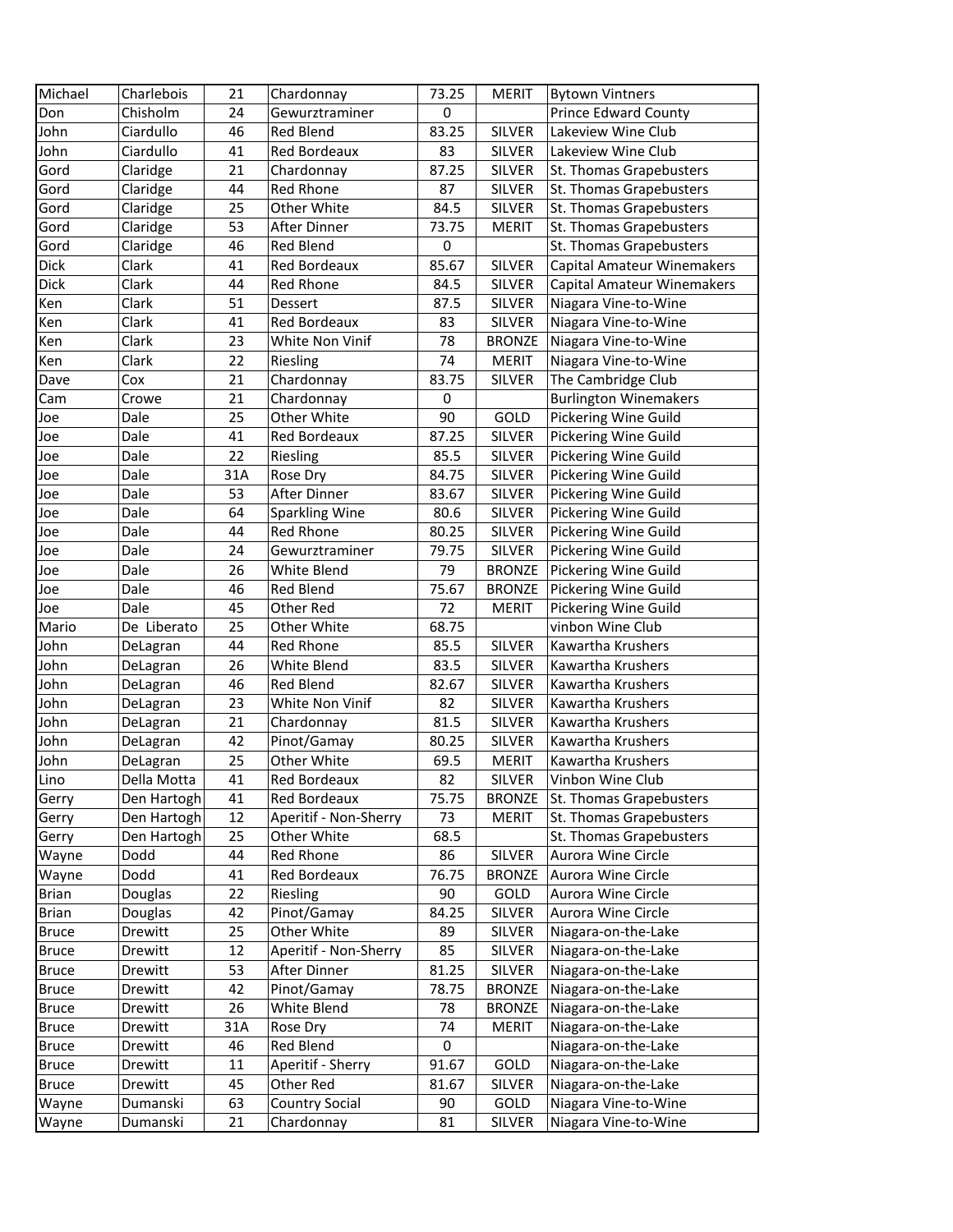| Michael | Charlebois | 21 | Chardonnay | 73.25 | MERIT | Bytown Vintners |
|---|---|---|---|---|---|---|
| Don | Chisholm | 24 | Gewurztraminer | 0 | | Prince Edward County |
| John | Ciardullo | 46 | Red Blend | 83.25 | SILVER | Lakeview Wine Club |
| John | Ciardullo | 41 | Red Bordeaux | 83 | SILVER | Lakeview Wine Club |
| Gord | Claridge | 21 | Chardonnay | 87.25 | SILVER | St. Thomas Grapebusters |
| Gord | Claridge | 44 | Red Rhone | 87 | SILVER | St. Thomas Grapebusters |
| Gord | Claridge | 25 | Other White | 84.5 | SILVER | St. Thomas Grapebusters |
| Gord | Claridge | 53 | After Dinner | 73.75 | MERIT | St. Thomas Grapebusters |
| Gord | Claridge | 46 | Red Blend | 0 | | St. Thomas Grapebusters |
| Dick | Clark | 41 | Red Bordeaux | 85.67 | SILVER | Capital Amateur Winemakers |
| Dick | Clark | 44 | Red Rhone | 84.5 | SILVER | Capital Amateur Winemakers |
| Ken | Clark | 51 | Dessert | 87.5 | SILVER | Niagara Vine-to-Wine |
| Ken | Clark | 41 | Red Bordeaux | 83 | SILVER | Niagara Vine-to-Wine |
| Ken | Clark | 23 | White Non Vinif | 78 | BRONZE | Niagara Vine-to-Wine |
| Ken | Clark | 22 | Riesling | 74 | MERIT | Niagara Vine-to-Wine |
| Dave | Cox | 21 | Chardonnay | 83.75 | SILVER | The Cambridge Club |
| Cam | Crowe | 21 | Chardonnay | 0 | | Burlington Winemakers |
| Joe | Dale | 25 | Other White | 90 | GOLD | Pickering Wine Guild |
| Joe | Dale | 41 | Red Bordeaux | 87.25 | SILVER | Pickering Wine Guild |
| Joe | Dale | 22 | Riesling | 85.5 | SILVER | Pickering Wine Guild |
| Joe | Dale | 31A | Rose Dry | 84.75 | SILVER | Pickering Wine Guild |
| Joe | Dale | 53 | After Dinner | 83.67 | SILVER | Pickering Wine Guild |
| Joe | Dale | 64 | Sparkling Wine | 80.6 | SILVER | Pickering Wine Guild |
| Joe | Dale | 44 | Red Rhone | 80.25 | SILVER | Pickering Wine Guild |
| Joe | Dale | 24 | Gewurztraminer | 79.75 | SILVER | Pickering Wine Guild |
| Joe | Dale | 26 | White Blend | 79 | BRONZE | Pickering Wine Guild |
| Joe | Dale | 46 | Red Blend | 75.67 | BRONZE | Pickering Wine Guild |
| Joe | Dale | 45 | Other Red | 72 | MERIT | Pickering Wine Guild |
| Mario | De Liberato | 25 | Other White | 68.75 | | vinbon Wine Club |
| John | DeLagran | 44 | Red Rhone | 85.5 | SILVER | Kawartha Krushers |
| John | DeLagran | 26 | White Blend | 83.5 | SILVER | Kawartha Krushers |
| John | DeLagran | 46 | Red Blend | 82.67 | SILVER | Kawartha Krushers |
| John | DeLagran | 23 | White Non Vinif | 82 | SILVER | Kawartha Krushers |
| John | DeLagran | 21 | Chardonnay | 81.5 | SILVER | Kawartha Krushers |
| John | DeLagran | 42 | Pinot/Gamay | 80.25 | SILVER | Kawartha Krushers |
| John | DeLagran | 25 | Other White | 69.5 | MERIT | Kawartha Krushers |
| Lino | Della Motta | 41 | Red Bordeaux | 82 | SILVER | Vinbon Wine Club |
| Gerry | Den Hartogh | 41 | Red Bordeaux | 75.75 | BRONZE | St. Thomas Grapebusters |
| Gerry | Den Hartogh | 12 | Aperitif - Non-Sherry | 73 | MERIT | St. Thomas Grapebusters |
| Gerry | Den Hartogh | 25 | Other White | 68.5 | | St. Thomas Grapebusters |
| Wayne | Dodd | 44 | Red Rhone | 86 | SILVER | Aurora Wine Circle |
| Wayne | Dodd | 41 | Red Bordeaux | 76.75 | BRONZE | Aurora Wine Circle |
| Brian | Douglas | 22 | Riesling | 90 | GOLD | Aurora Wine Circle |
| Brian | Douglas | 42 | Pinot/Gamay | 84.25 | SILVER | Aurora Wine Circle |
| Bruce | Drewitt | 25 | Other White | 89 | SILVER | Niagara-on-the-Lake |
| Bruce | Drewitt | 12 | Aperitif - Non-Sherry | 85 | SILVER | Niagara-on-the-Lake |
| Bruce | Drewitt | 53 | After Dinner | 81.25 | SILVER | Niagara-on-the-Lake |
| Bruce | Drewitt | 42 | Pinot/Gamay | 78.75 | BRONZE | Niagara-on-the-Lake |
| Bruce | Drewitt | 26 | White Blend | 78 | BRONZE | Niagara-on-the-Lake |
| Bruce | Drewitt | 31A | Rose Dry | 74 | MERIT | Niagara-on-the-Lake |
| Bruce | Drewitt | 46 | Red Blend | 0 | | Niagara-on-the-Lake |
| Bruce | Drewitt | 11 | Aperitif - Sherry | 91.67 | GOLD | Niagara-on-the-Lake |
| Bruce | Drewitt | 45 | Other Red | 81.67 | SILVER | Niagara-on-the-Lake |
| Wayne | Dumanski | 63 | Country Social | 90 | GOLD | Niagara Vine-to-Wine |
| Wayne | Dumanski | 21 | Chardonnay | 81 | SILVER | Niagara Vine-to-Wine |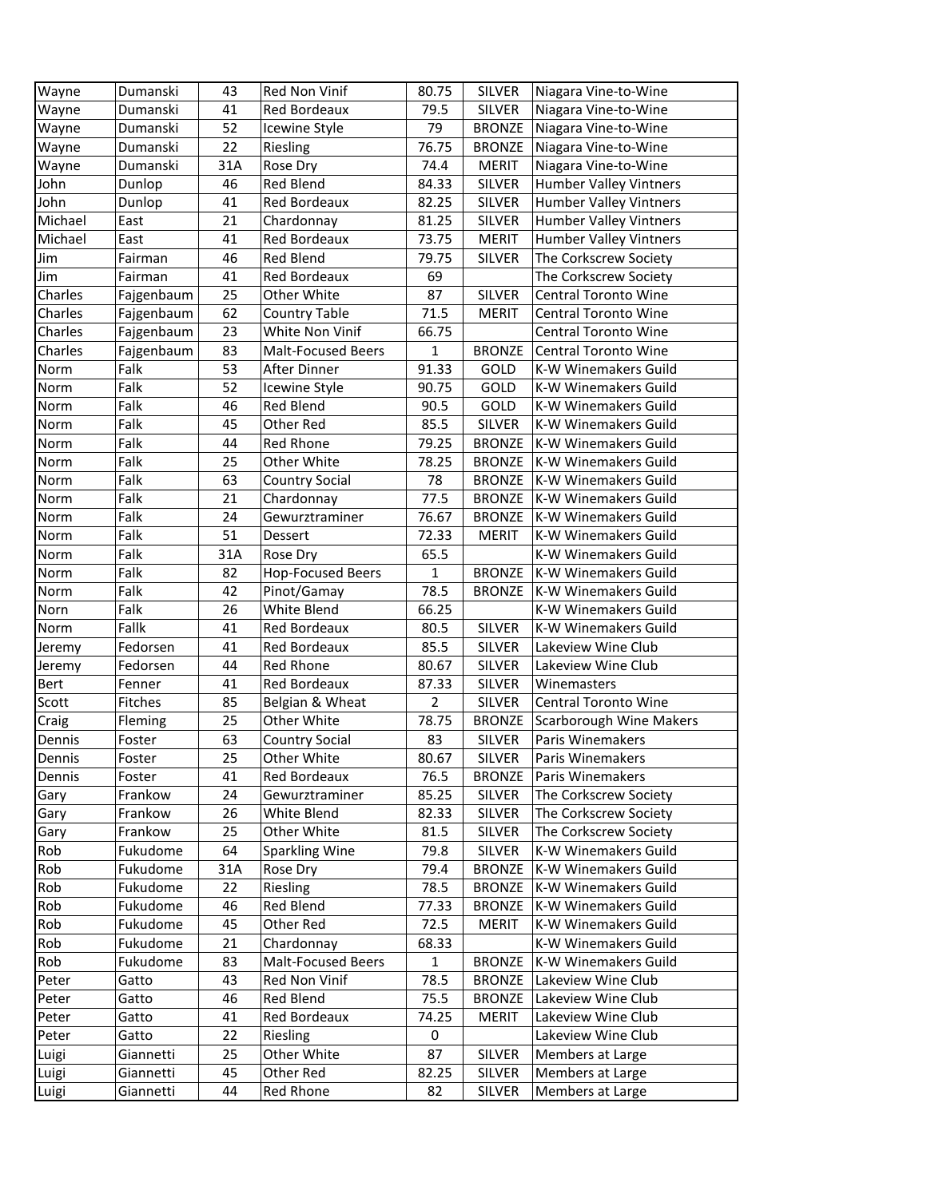| Wayne | Dumanski | 43 | Red Non Vinif | 80.75 | SILVER | Niagara Vine-to-Wine |
|---|---|---|---|---|---|---|
| Wayne | Dumanski | 41 | Red Bordeaux | 79.5 | SILVER | Niagara Vine-to-Wine |
| Wayne | Dumanski | 52 | Icewine Style | 79 | BRONZE | Niagara Vine-to-Wine |
| Wayne | Dumanski | 22 | Riesling | 76.75 | BRONZE | Niagara Vine-to-Wine |
| Wayne | Dumanski | 31A | Rose Dry | 74.4 | MERIT | Niagara Vine-to-Wine |
| John | Dunlop | 46 | Red Blend | 84.33 | SILVER | Humber Valley Vintners |
| John | Dunlop | 41 | Red Bordeaux | 82.25 | SILVER | Humber Valley Vintners |
| Michael | East | 21 | Chardonnay | 81.25 | SILVER | Humber Valley Vintners |
| Michael | East | 41 | Red Bordeaux | 73.75 | MERIT | Humber Valley Vintners |
| Jim | Fairman | 46 | Red Blend | 79.75 | SILVER | The Corkscrew Society |
| Jim | Fairman | 41 | Red Bordeaux | 69 | | The Corkscrew Society |
| Charles | Fajgenbaum | 25 | Other White | 87 | SILVER | Central Toronto Wine |
| Charles | Fajgenbaum | 62 | Country Table | 71.5 | MERIT | Central Toronto Wine |
| Charles | Fajgenbaum | 23 | White Non Vinif | 66.75 | | Central Toronto Wine |
| Charles | Fajgenbaum | 83 | Malt-Focused Beers | 1 | BRONZE | Central Toronto Wine |
| Norm | Falk | 53 | After Dinner | 91.33 | GOLD | K-W Winemakers Guild |
| Norm | Falk | 52 | Icewine Style | 90.75 | GOLD | K-W Winemakers Guild |
| Norm | Falk | 46 | Red Blend | 90.5 | GOLD | K-W Winemakers Guild |
| Norm | Falk | 45 | Other Red | 85.5 | SILVER | K-W Winemakers Guild |
| Norm | Falk | 44 | Red Rhone | 79.25 | BRONZE | K-W Winemakers Guild |
| Norm | Falk | 25 | Other White | 78.25 | BRONZE | K-W Winemakers Guild |
| Norm | Falk | 63 | Country Social | 78 | BRONZE | K-W Winemakers Guild |
| Norm | Falk | 21 | Chardonnay | 77.5 | BRONZE | K-W Winemakers Guild |
| Norm | Falk | 24 | Gewurztraminer | 76.67 | BRONZE | K-W Winemakers Guild |
| Norm | Falk | 51 | Dessert | 72.33 | MERIT | K-W Winemakers Guild |
| Norm | Falk | 31A | Rose Dry | 65.5 | | K-W Winemakers Guild |
| Norm | Falk | 82 | Hop-Focused Beers | 1 | BRONZE | K-W Winemakers Guild |
| Norm | Falk | 42 | Pinot/Gamay | 78.5 | BRONZE | K-W Winemakers Guild |
| Norn | Falk | 26 | White Blend | 66.25 | | K-W Winemakers Guild |
| Norm | Fallk | 41 | Red Bordeaux | 80.5 | SILVER | K-W Winemakers Guild |
| Jeremy | Fedorsen | 41 | Red Bordeaux | 85.5 | SILVER | Lakeview Wine Club |
| Jeremy | Fedorsen | 44 | Red Rhone | 80.67 | SILVER | Lakeview Wine Club |
| Bert | Fenner | 41 | Red Bordeaux | 87.33 | SILVER | Winemasters |
| Scott | Fitches | 85 | Belgian & Wheat | 2 | SILVER | Central Toronto Wine |
| Craig | Fleming | 25 | Other White | 78.75 | BRONZE | Scarborough Wine Makers |
| Dennis | Foster | 63 | Country Social | 83 | SILVER | Paris Winemakers |
| Dennis | Foster | 25 | Other White | 80.67 | SILVER | Paris Winemakers |
| Dennis | Foster | 41 | Red Bordeaux | 76.5 | BRONZE | Paris Winemakers |
| Gary | Frankow | 24 | Gewurztraminer | 85.25 | SILVER | The Corkscrew Society |
| Gary | Frankow | 26 | White Blend | 82.33 | SILVER | The Corkscrew Society |
| Gary | Frankow | 25 | Other White | 81.5 | SILVER | The Corkscrew Society |
| Rob | Fukudome | 64 | Sparkling Wine | 79.8 | SILVER | K-W Winemakers Guild |
| Rob | Fukudome | 31A | Rose Dry | 79.4 | BRONZE | K-W Winemakers Guild |
| Rob | Fukudome | 22 | Riesling | 78.5 | BRONZE | K-W Winemakers Guild |
| Rob | Fukudome | 46 | Red Blend | 77.33 | BRONZE | K-W Winemakers Guild |
| Rob | Fukudome | 45 | Other Red | 72.5 | MERIT | K-W Winemakers Guild |
| Rob | Fukudome | 21 | Chardonnay | 68.33 | | K-W Winemakers Guild |
| Rob | Fukudome | 83 | Malt-Focused Beers | 1 | BRONZE | K-W Winemakers Guild |
| Peter | Gatto | 43 | Red Non Vinif | 78.5 | BRONZE | Lakeview Wine Club |
| Peter | Gatto | 46 | Red Blend | 75.5 | BRONZE | Lakeview Wine Club |
| Peter | Gatto | 41 | Red Bordeaux | 74.25 | MERIT | Lakeview Wine Club |
| Peter | Gatto | 22 | Riesling | 0 | | Lakeview Wine Club |
| Luigi | Giannetti | 25 | Other White | 87 | SILVER | Members at Large |
| Luigi | Giannetti | 45 | Other Red | 82.25 | SILVER | Members at Large |
| Luigi | Giannetti | 44 | Red Rhone | 82 | SILVER | Members at Large |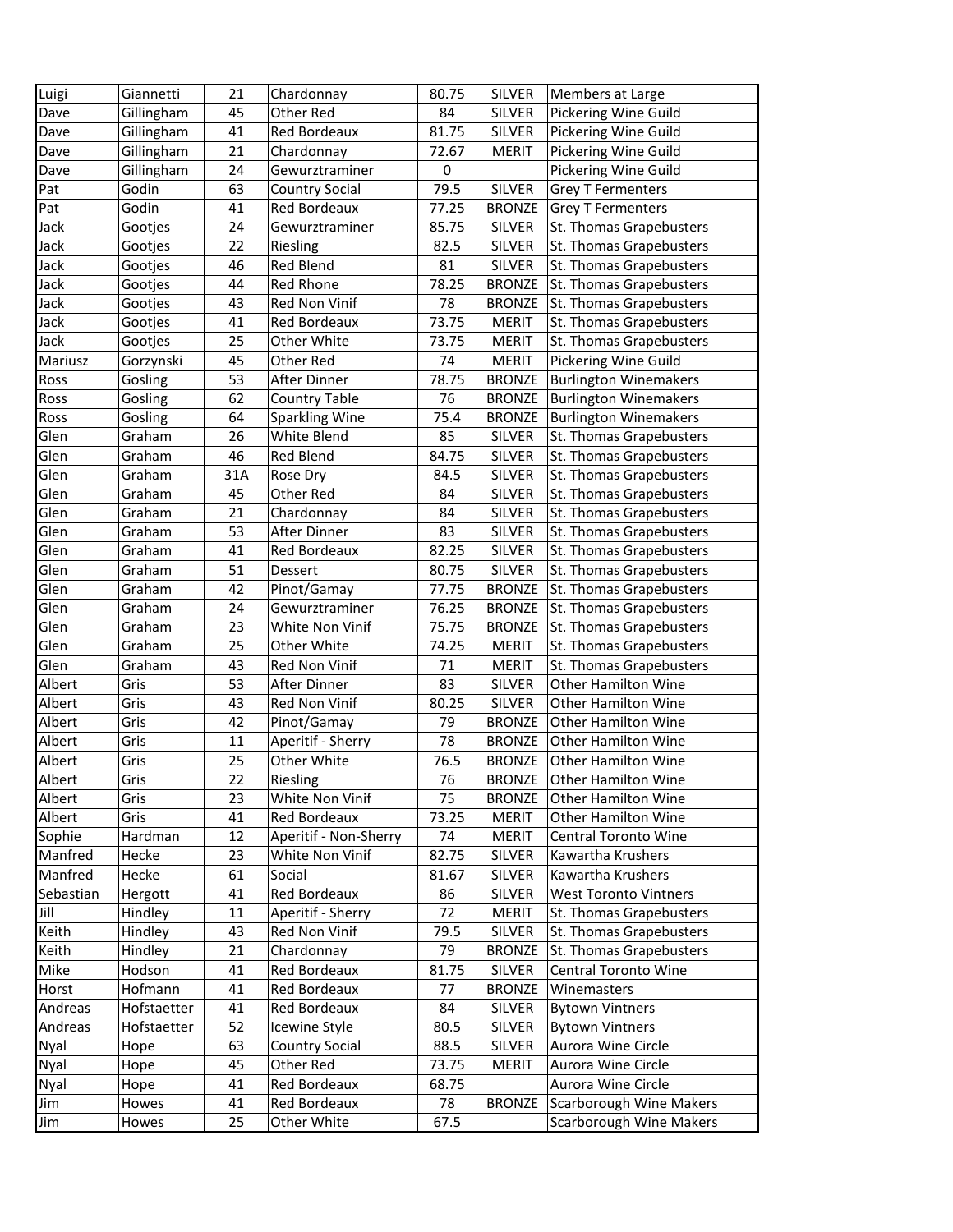| Luigi | Giannetti | 21 | Chardonnay | 80.75 | SILVER | Members at Large |
|---|---|---|---|---|---|---|
| Dave | Gillingham | 45 | Other Red | 84 | SILVER | Pickering Wine Guild |
| Dave | Gillingham | 41 | Red Bordeaux | 81.75 | SILVER | Pickering Wine Guild |
| Dave | Gillingham | 21 | Chardonnay | 72.67 | MERIT | Pickering Wine Guild |
| Dave | Gillingham | 24 | Gewurztraminer | 0 | | Pickering Wine Guild |
| Pat | Godin | 63 | Country Social | 79.5 | SILVER | Grey T Fermenters |
| Pat | Godin | 41 | Red Bordeaux | 77.25 | BRONZE | Grey T Fermenters |
| Jack | Gootjes | 24 | Gewurztraminer | 85.75 | SILVER | St. Thomas Grapebusters |
| Jack | Gootjes | 22 | Riesling | 82.5 | SILVER | St. Thomas Grapebusters |
| Jack | Gootjes | 46 | Red Blend | 81 | SILVER | St. Thomas Grapebusters |
| Jack | Gootjes | 44 | Red Rhone | 78.25 | BRONZE | St. Thomas Grapebusters |
| Jack | Gootjes | 43 | Red Non Vinif | 78 | BRONZE | St. Thomas Grapebusters |
| Jack | Gootjes | 41 | Red Bordeaux | 73.75 | MERIT | St. Thomas Grapebusters |
| Jack | Gootjes | 25 | Other White | 73.75 | MERIT | St. Thomas Grapebusters |
| Mariusz | Gorzynski | 45 | Other Red | 74 | MERIT | Pickering Wine Guild |
| Ross | Gosling | 53 | After Dinner | 78.75 | BRONZE | Burlington Winemakers |
| Ross | Gosling | 62 | Country Table | 76 | BRONZE | Burlington Winemakers |
| Ross | Gosling | 64 | Sparkling Wine | 75.4 | BRONZE | Burlington Winemakers |
| Glen | Graham | 26 | White Blend | 85 | SILVER | St. Thomas Grapebusters |
| Glen | Graham | 46 | Red Blend | 84.75 | SILVER | St. Thomas Grapebusters |
| Glen | Graham | 31A | Rose Dry | 84.5 | SILVER | St. Thomas Grapebusters |
| Glen | Graham | 45 | Other Red | 84 | SILVER | St. Thomas Grapebusters |
| Glen | Graham | 21 | Chardonnay | 84 | SILVER | St. Thomas Grapebusters |
| Glen | Graham | 53 | After Dinner | 83 | SILVER | St. Thomas Grapebusters |
| Glen | Graham | 41 | Red Bordeaux | 82.25 | SILVER | St. Thomas Grapebusters |
| Glen | Graham | 51 | Dessert | 80.75 | SILVER | St. Thomas Grapebusters |
| Glen | Graham | 42 | Pinot/Gamay | 77.75 | BRONZE | St. Thomas Grapebusters |
| Glen | Graham | 24 | Gewurztraminer | 76.25 | BRONZE | St. Thomas Grapebusters |
| Glen | Graham | 23 | White Non Vinif | 75.75 | BRONZE | St. Thomas Grapebusters |
| Glen | Graham | 25 | Other White | 74.25 | MERIT | St. Thomas Grapebusters |
| Glen | Graham | 43 | Red Non Vinif | 71 | MERIT | St. Thomas Grapebusters |
| Albert | Gris | 53 | After Dinner | 83 | SILVER | Other Hamilton Wine |
| Albert | Gris | 43 | Red Non Vinif | 80.25 | SILVER | Other Hamilton Wine |
| Albert | Gris | 42 | Pinot/Gamay | 79 | BRONZE | Other Hamilton Wine |
| Albert | Gris | 11 | Aperitif - Sherry | 78 | BRONZE | Other Hamilton Wine |
| Albert | Gris | 25 | Other White | 76.5 | BRONZE | Other Hamilton Wine |
| Albert | Gris | 22 | Riesling | 76 | BRONZE | Other Hamilton Wine |
| Albert | Gris | 23 | White Non Vinif | 75 | BRONZE | Other Hamilton Wine |
| Albert | Gris | 41 | Red Bordeaux | 73.25 | MERIT | Other Hamilton Wine |
| Sophie | Hardman | 12 | Aperitif - Non-Sherry | 74 | MERIT | Central Toronto Wine |
| Manfred | Hecke | 23 | White Non Vinif | 82.75 | SILVER | Kawartha Krushers |
| Manfred | Hecke | 61 | Social | 81.67 | SILVER | Kawartha Krushers |
| Sebastian | Hergott | 41 | Red Bordeaux | 86 | SILVER | West Toronto Vintners |
| Jill | Hindley | 11 | Aperitif - Sherry | 72 | MERIT | St. Thomas Grapebusters |
| Keith | Hindley | 43 | Red Non Vinif | 79.5 | SILVER | St. Thomas Grapebusters |
| Keith | Hindley | 21 | Chardonnay | 79 | BRONZE | St. Thomas Grapebusters |
| Mike | Hodson | 41 | Red Bordeaux | 81.75 | SILVER | Central Toronto Wine |
| Horst | Hofmann | 41 | Red Bordeaux | 77 | BRONZE | Winemasters |
| Andreas | Hofstaetter | 41 | Red Bordeaux | 84 | SILVER | Bytown Vintners |
| Andreas | Hofstaetter | 52 | Icewine Style | 80.5 | SILVER | Bytown Vintners |
| Nyal | Hope | 63 | Country Social | 88.5 | SILVER | Aurora Wine Circle |
| Nyal | Hope | 45 | Other Red | 73.75 | MERIT | Aurora Wine Circle |
| Nyal | Hope | 41 | Red Bordeaux | 68.75 | | Aurora Wine Circle |
| Jim | Howes | 41 | Red Bordeaux | 78 | BRONZE | Scarborough Wine Makers |
| Jim | Howes | 25 | Other White | 67.5 | | Scarborough Wine Makers |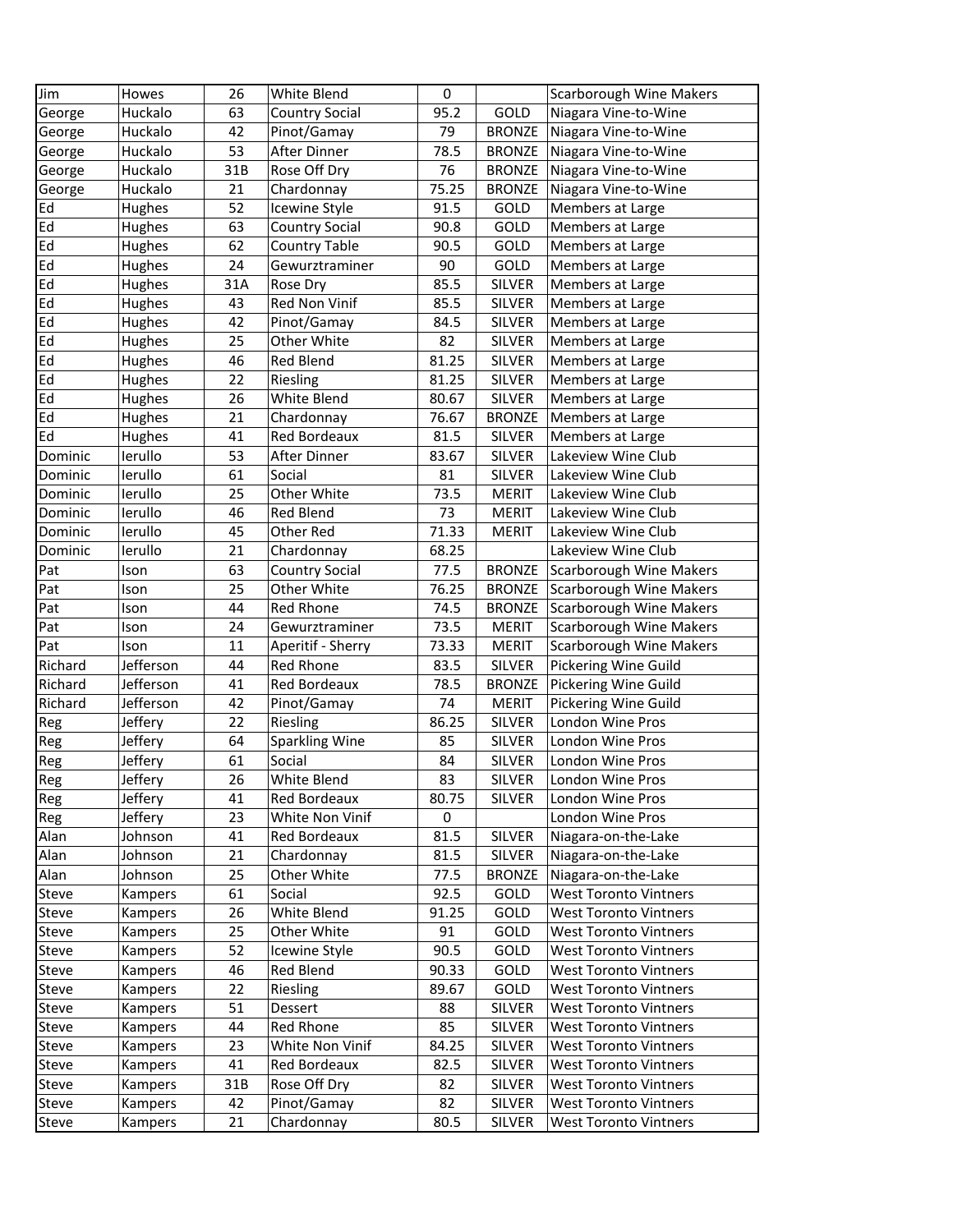| Jim | Howes | 26 | White Blend | 0 | | Scarborough Wine Makers |
|---|---|---|---|---|---|---|
| George | Huckalo | 63 | Country Social | 95.2 | GOLD | Niagara Vine-to-Wine |
| George | Huckalo | 42 | Pinot/Gamay | 79 | BRONZE | Niagara Vine-to-Wine |
| George | Huckalo | 53 | After Dinner | 78.5 | BRONZE | Niagara Vine-to-Wine |
| George | Huckalo | 31B | Rose Off Dry | 76 | BRONZE | Niagara Vine-to-Wine |
| George | Huckalo | 21 | Chardonnay | 75.25 | BRONZE | Niagara Vine-to-Wine |
| Ed | Hughes | 52 | Icewine Style | 91.5 | GOLD | Members at Large |
| Ed | Hughes | 63 | Country Social | 90.8 | GOLD | Members at Large |
| Ed | Hughes | 62 | Country Table | 90.5 | GOLD | Members at Large |
| Ed | Hughes | 24 | Gewurztraminer | 90 | GOLD | Members at Large |
| Ed | Hughes | 31A | Rose Dry | 85.5 | SILVER | Members at Large |
| Ed | Hughes | 43 | Red Non Vinif | 85.5 | SILVER | Members at Large |
| Ed | Hughes | 42 | Pinot/Gamay | 84.5 | SILVER | Members at Large |
| Ed | Hughes | 25 | Other White | 82 | SILVER | Members at Large |
| Ed | Hughes | 46 | Red Blend | 81.25 | SILVER | Members at Large |
| Ed | Hughes | 22 | Riesling | 81.25 | SILVER | Members at Large |
| Ed | Hughes | 26 | White Blend | 80.67 | SILVER | Members at Large |
| Ed | Hughes | 21 | Chardonnay | 76.67 | BRONZE | Members at Large |
| Ed | Hughes | 41 | Red Bordeaux | 81.5 | SILVER | Members at Large |
| Dominic | Ierullo | 53 | After Dinner | 83.67 | SILVER | Lakeview Wine Club |
| Dominic | Ierullo | 61 | Social | 81 | SILVER | Lakeview Wine Club |
| Dominic | Ierullo | 25 | Other White | 73.5 | MERIT | Lakeview Wine Club |
| Dominic | Ierullo | 46 | Red Blend | 73 | MERIT | Lakeview Wine Club |
| Dominic | Ierullo | 45 | Other Red | 71.33 | MERIT | Lakeview Wine Club |
| Dominic | Ierullo | 21 | Chardonnay | 68.25 | | Lakeview Wine Club |
| Pat | Ison | 63 | Country Social | 77.5 | BRONZE | Scarborough Wine Makers |
| Pat | Ison | 25 | Other White | 76.25 | BRONZE | Scarborough Wine Makers |
| Pat | Ison | 44 | Red Rhone | 74.5 | BRONZE | Scarborough Wine Makers |
| Pat | Ison | 24 | Gewurztraminer | 73.5 | MERIT | Scarborough Wine Makers |
| Pat | Ison | 11 | Aperitif - Sherry | 73.33 | MERIT | Scarborough Wine Makers |
| Richard | Jefferson | 44 | Red Rhone | 83.5 | SILVER | Pickering Wine Guild |
| Richard | Jefferson | 41 | Red Bordeaux | 78.5 | BRONZE | Pickering Wine Guild |
| Richard | Jefferson | 42 | Pinot/Gamay | 74 | MERIT | Pickering Wine Guild |
| Reg | Jeffery | 22 | Riesling | 86.25 | SILVER | London Wine Pros |
| Reg | Jeffery | 64 | Sparkling Wine | 85 | SILVER | London Wine Pros |
| Reg | Jeffery | 61 | Social | 84 | SILVER | London Wine Pros |
| Reg | Jeffery | 26 | White Blend | 83 | SILVER | London Wine Pros |
| Reg | Jeffery | 41 | Red Bordeaux | 80.75 | SILVER | London Wine Pros |
| Reg | Jeffery | 23 | White Non Vinif | 0 | | London Wine Pros |
| Alan | Johnson | 41 | Red Bordeaux | 81.5 | SILVER | Niagara-on-the-Lake |
| Alan | Johnson | 21 | Chardonnay | 81.5 | SILVER | Niagara-on-the-Lake |
| Alan | Johnson | 25 | Other White | 77.5 | BRONZE | Niagara-on-the-Lake |
| Steve | Kampers | 61 | Social | 92.5 | GOLD | West Toronto Vintners |
| Steve | Kampers | 26 | White Blend | 91.25 | GOLD | West Toronto Vintners |
| Steve | Kampers | 25 | Other White | 91 | GOLD | West Toronto Vintners |
| Steve | Kampers | 52 | Icewine Style | 90.5 | GOLD | West Toronto Vintners |
| Steve | Kampers | 46 | Red Blend | 90.33 | GOLD | West Toronto Vintners |
| Steve | Kampers | 22 | Riesling | 89.67 | GOLD | West Toronto Vintners |
| Steve | Kampers | 51 | Dessert | 88 | SILVER | West Toronto Vintners |
| Steve | Kampers | 44 | Red Rhone | 85 | SILVER | West Toronto Vintners |
| Steve | Kampers | 23 | White Non Vinif | 84.25 | SILVER | West Toronto Vintners |
| Steve | Kampers | 41 | Red Bordeaux | 82.5 | SILVER | West Toronto Vintners |
| Steve | Kampers | 31B | Rose Off Dry | 82 | SILVER | West Toronto Vintners |
| Steve | Kampers | 42 | Pinot/Gamay | 82 | SILVER | West Toronto Vintners |
| Steve | Kampers | 21 | Chardonnay | 80.5 | SILVER | West Toronto Vintners |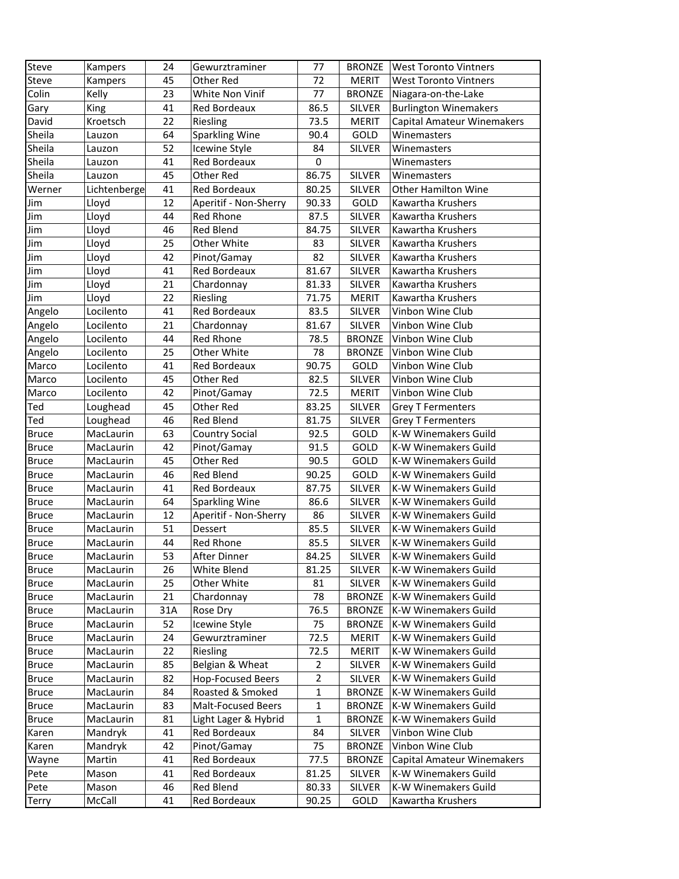| Steve | Kampers | 24 | Gewurztraminer | 77 | BRONZE | West Toronto Vintners |
|---|---|---|---|---|---|---|
| Steve | Kampers | 45 | Other Red | 72 | MERIT | West Toronto Vintners |
| Colin | Kelly | 23 | White Non Vinif | 77 | BRONZE | Niagara-on-the-Lake |
| Gary | King | 41 | Red Bordeaux | 86.5 | SILVER | Burlington Winemakers |
| David | Kroetsch | 22 | Riesling | 73.5 | MERIT | Capital Amateur Winemakers |
| Sheila | Lauzon | 64 | Sparkling Wine | 90.4 | GOLD | Winemasters |
| Sheila | Lauzon | 52 | Icewine Style | 84 | SILVER | Winemasters |
| Sheila | Lauzon | 41 | Red Bordeaux | 0 | | Winemasters |
| Sheila | Lauzon | 45 | Other Red | 86.75 | SILVER | Winemasters |
| Werner | Lichtenberge | 41 | Red Bordeaux | 80.25 | SILVER | Other Hamilton Wine |
| Jim | Lloyd | 12 | Aperitif - Non-Sherry | 90.33 | GOLD | Kawartha Krushers |
| Jim | Lloyd | 44 | Red Rhone | 87.5 | SILVER | Kawartha Krushers |
| Jim | Lloyd | 46 | Red Blend | 84.75 | SILVER | Kawartha Krushers |
| Jim | Lloyd | 25 | Other White | 83 | SILVER | Kawartha Krushers |
| Jim | Lloyd | 42 | Pinot/Gamay | 82 | SILVER | Kawartha Krushers |
| Jim | Lloyd | 41 | Red Bordeaux | 81.67 | SILVER | Kawartha Krushers |
| Jim | Lloyd | 21 | Chardonnay | 81.33 | SILVER | Kawartha Krushers |
| Jim | Lloyd | 22 | Riesling | 71.75 | MERIT | Kawartha Krushers |
| Angelo | Locilento | 41 | Red Bordeaux | 83.5 | SILVER | Vinbon Wine Club |
| Angelo | Locilento | 21 | Chardonnay | 81.67 | SILVER | Vinbon Wine Club |
| Angelo | Locilento | 44 | Red Rhone | 78.5 | BRONZE | Vinbon Wine Club |
| Angelo | Locilento | 25 | Other White | 78 | BRONZE | Vinbon Wine Club |
| Marco | Locilento | 41 | Red Bordeaux | 90.75 | GOLD | Vinbon Wine Club |
| Marco | Locilento | 45 | Other Red | 82.5 | SILVER | Vinbon Wine Club |
| Marco | Locilento | 42 | Pinot/Gamay | 72.5 | MERIT | Vinbon Wine Club |
| Ted | Loughead | 45 | Other Red | 83.25 | SILVER | Grey T Fermenters |
| Ted | Loughead | 46 | Red Blend | 81.75 | SILVER | Grey T Fermenters |
| Bruce | MacLaurin | 63 | Country Social | 92.5 | GOLD | K-W Winemakers Guild |
| Bruce | MacLaurin | 42 | Pinot/Gamay | 91.5 | GOLD | K-W Winemakers Guild |
| Bruce | MacLaurin | 45 | Other Red | 90.5 | GOLD | K-W Winemakers Guild |
| Bruce | MacLaurin | 46 | Red Blend | 90.25 | GOLD | K-W Winemakers Guild |
| Bruce | MacLaurin | 41 | Red Bordeaux | 87.75 | SILVER | K-W Winemakers Guild |
| Bruce | MacLaurin | 64 | Sparkling Wine | 86.6 | SILVER | K-W Winemakers Guild |
| Bruce | MacLaurin | 12 | Aperitif - Non-Sherry | 86 | SILVER | K-W Winemakers Guild |
| Bruce | MacLaurin | 51 | Dessert | 85.5 | SILVER | K-W Winemakers Guild |
| Bruce | MacLaurin | 44 | Red Rhone | 85.5 | SILVER | K-W Winemakers Guild |
| Bruce | MacLaurin | 53 | After Dinner | 84.25 | SILVER | K-W Winemakers Guild |
| Bruce | MacLaurin | 26 | White Blend | 81.25 | SILVER | K-W Winemakers Guild |
| Bruce | MacLaurin | 25 | Other White | 81 | SILVER | K-W Winemakers Guild |
| Bruce | MacLaurin | 21 | Chardonnay | 78 | BRONZE | K-W Winemakers Guild |
| Bruce | MacLaurin | 31A | Rose Dry | 76.5 | BRONZE | K-W Winemakers Guild |
| Bruce | MacLaurin | 52 | Icewine Style | 75 | BRONZE | K-W Winemakers Guild |
| Bruce | MacLaurin | 24 | Gewurztraminer | 72.5 | MERIT | K-W Winemakers Guild |
| Bruce | MacLaurin | 22 | Riesling | 72.5 | MERIT | K-W Winemakers Guild |
| Bruce | MacLaurin | 85 | Belgian & Wheat | 2 | SILVER | K-W Winemakers Guild |
| Bruce | MacLaurin | 82 | Hop-Focused Beers | 2 | SILVER | K-W Winemakers Guild |
| Bruce | MacLaurin | 84 | Roasted & Smoked | 1 | BRONZE | K-W Winemakers Guild |
| Bruce | MacLaurin | 83 | Malt-Focused Beers | 1 | BRONZE | K-W Winemakers Guild |
| Bruce | MacLaurin | 81 | Light Lager & Hybrid | 1 | BRONZE | K-W Winemakers Guild |
| Karen | Mandryk | 41 | Red Bordeaux | 84 | SILVER | Vinbon Wine Club |
| Karen | Mandryk | 42 | Pinot/Gamay | 75 | BRONZE | Vinbon Wine Club |
| Wayne | Martin | 41 | Red Bordeaux | 77.5 | BRONZE | Capital Amateur Winemakers |
| Pete | Mason | 41 | Red Bordeaux | 81.25 | SILVER | K-W Winemakers Guild |
| Pete | Mason | 46 | Red Blend | 80.33 | SILVER | K-W Winemakers Guild |
| Terry | McCall | 41 | Red Bordeaux | 90.25 | GOLD | Kawartha Krushers |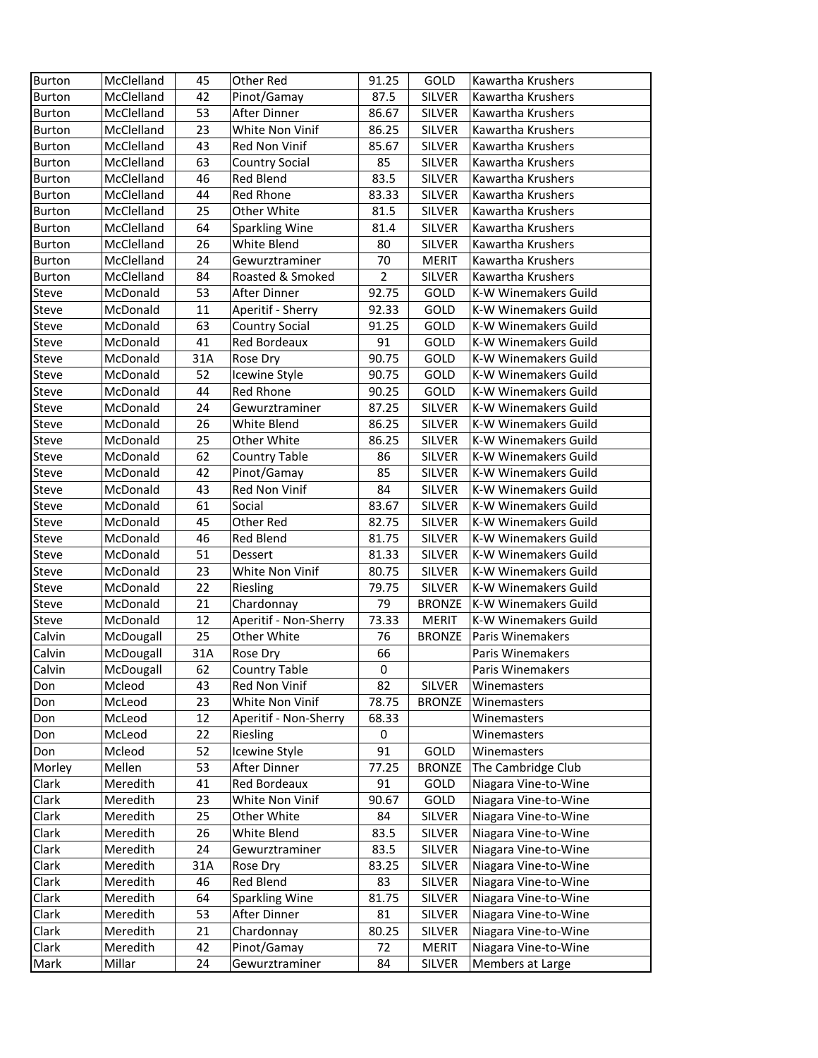| Burton | McClelland | 45 | Other Red | 91.25 | GOLD | Kawartha Krushers |
|---|---|---|---|---|---|---|
| Burton | McClelland | 42 | Pinot/Gamay | 87.5 | SILVER | Kawartha Krushers |
| Burton | McClelland | 53 | After Dinner | 86.67 | SILVER | Kawartha Krushers |
| Burton | McClelland | 23 | White Non Vinif | 86.25 | SILVER | Kawartha Krushers |
| Burton | McClelland | 43 | Red Non Vinif | 85.67 | SILVER | Kawartha Krushers |
| Burton | McClelland | 63 | Country Social | 85 | SILVER | Kawartha Krushers |
| Burton | McClelland | 46 | Red Blend | 83.5 | SILVER | Kawartha Krushers |
| Burton | McClelland | 44 | Red Rhone | 83.33 | SILVER | Kawartha Krushers |
| Burton | McClelland | 25 | Other White | 81.5 | SILVER | Kawartha Krushers |
| Burton | McClelland | 64 | Sparkling Wine | 81.4 | SILVER | Kawartha Krushers |
| Burton | McClelland | 26 | White Blend | 80 | SILVER | Kawartha Krushers |
| Burton | McClelland | 24 | Gewurztraminer | 70 | MERIT | Kawartha Krushers |
| Burton | McClelland | 84 | Roasted & Smoked | 2 | SILVER | Kawartha Krushers |
| Steve | McDonald | 53 | After Dinner | 92.75 | GOLD | K-W Winemakers Guild |
| Steve | McDonald | 11 | Aperitif - Sherry | 92.33 | GOLD | K-W Winemakers Guild |
| Steve | McDonald | 63 | Country Social | 91.25 | GOLD | K-W Winemakers Guild |
| Steve | McDonald | 41 | Red Bordeaux | 91 | GOLD | K-W Winemakers Guild |
| Steve | McDonald | 31A | Rose Dry | 90.75 | GOLD | K-W Winemakers Guild |
| Steve | McDonald | 52 | Icewine Style | 90.75 | GOLD | K-W Winemakers Guild |
| Steve | McDonald | 44 | Red Rhone | 90.25 | GOLD | K-W Winemakers Guild |
| Steve | McDonald | 24 | Gewurztraminer | 87.25 | SILVER | K-W Winemakers Guild |
| Steve | McDonald | 26 | White Blend | 86.25 | SILVER | K-W Winemakers Guild |
| Steve | McDonald | 25 | Other White | 86.25 | SILVER | K-W Winemakers Guild |
| Steve | McDonald | 62 | Country Table | 86 | SILVER | K-W Winemakers Guild |
| Steve | McDonald | 42 | Pinot/Gamay | 85 | SILVER | K-W Winemakers Guild |
| Steve | McDonald | 43 | Red Non Vinif | 84 | SILVER | K-W Winemakers Guild |
| Steve | McDonald | 61 | Social | 83.67 | SILVER | K-W Winemakers Guild |
| Steve | McDonald | 45 | Other Red | 82.75 | SILVER | K-W Winemakers Guild |
| Steve | McDonald | 46 | Red Blend | 81.75 | SILVER | K-W Winemakers Guild |
| Steve | McDonald | 51 | Dessert | 81.33 | SILVER | K-W Winemakers Guild |
| Steve | McDonald | 23 | White Non Vinif | 80.75 | SILVER | K-W Winemakers Guild |
| Steve | McDonald | 22 | Riesling | 79.75 | SILVER | K-W Winemakers Guild |
| Steve | McDonald | 21 | Chardonnay | 79 | BRONZE | K-W Winemakers Guild |
| Steve | McDonald | 12 | Aperitif - Non-Sherry | 73.33 | MERIT | K-W Winemakers Guild |
| Calvin | McDougall | 25 | Other White | 76 | BRONZE | Paris Winemakers |
| Calvin | McDougall | 31A | Rose Dry | 66 | | Paris Winemakers |
| Calvin | McDougall | 62 | Country Table | 0 | | Paris Winemakers |
| Don | Mcleod | 43 | Red Non Vinif | 82 | SILVER | Winemasters |
| Don | McLeod | 23 | White Non Vinif | 78.75 | BRONZE | Winemasters |
| Don | McLeod | 12 | Aperitif - Non-Sherry | 68.33 | | Winemasters |
| Don | McLeod | 22 | Riesling | 0 | | Winemasters |
| Don | Mcleod | 52 | Icewine Style | 91 | GOLD | Winemasters |
| Morley | Mellen | 53 | After Dinner | 77.25 | BRONZE | The Cambridge Club |
| Clark | Meredith | 41 | Red Bordeaux | 91 | GOLD | Niagara Vine-to-Wine |
| Clark | Meredith | 23 | White Non Vinif | 90.67 | GOLD | Niagara Vine-to-Wine |
| Clark | Meredith | 25 | Other White | 84 | SILVER | Niagara Vine-to-Wine |
| Clark | Meredith | 26 | White Blend | 83.5 | SILVER | Niagara Vine-to-Wine |
| Clark | Meredith | 24 | Gewurztraminer | 83.5 | SILVER | Niagara Vine-to-Wine |
| Clark | Meredith | 31A | Rose Dry | 83.25 | SILVER | Niagara Vine-to-Wine |
| Clark | Meredith | 46 | Red Blend | 83 | SILVER | Niagara Vine-to-Wine |
| Clark | Meredith | 64 | Sparkling Wine | 81.75 | SILVER | Niagara Vine-to-Wine |
| Clark | Meredith | 53 | After Dinner | 81 | SILVER | Niagara Vine-to-Wine |
| Clark | Meredith | 21 | Chardonnay | 80.25 | SILVER | Niagara Vine-to-Wine |
| Clark | Meredith | 42 | Pinot/Gamay | 72 | MERIT | Niagara Vine-to-Wine |
| Mark | Millar | 24 | Gewurztraminer | 84 | SILVER | Members at Large |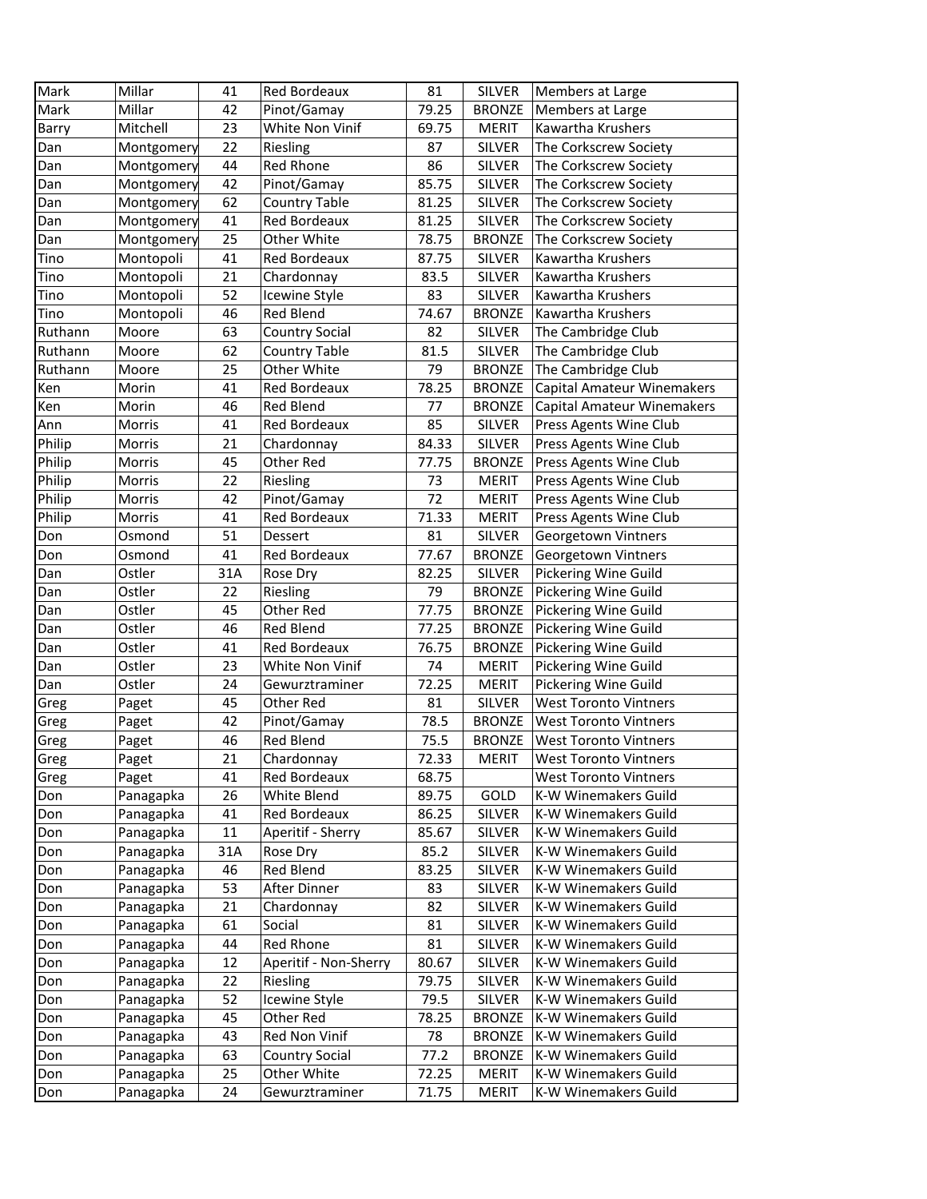| Mark | Millar | 41 | Red Bordeaux | 81 | SILVER | Members at Large |
|---|---|---|---|---|---|---|
| Mark | Millar | 42 | Pinot/Gamay | 79.25 | BRONZE | Members at Large |
| Barry | Mitchell | 23 | White Non Vinif | 69.75 | MERIT | Kawartha Krushers |
| Dan | Montgomery | 22 | Riesling | 87 | SILVER | The Corkscrew Society |
| Dan | Montgomery | 44 | Red Rhone | 86 | SILVER | The Corkscrew Society |
| Dan | Montgomery | 42 | Pinot/Gamay | 85.75 | SILVER | The Corkscrew Society |
| Dan | Montgomery | 62 | Country Table | 81.25 | SILVER | The Corkscrew Society |
| Dan | Montgomery | 41 | Red Bordeaux | 81.25 | SILVER | The Corkscrew Society |
| Dan | Montgomery | 25 | Other White | 78.75 | BRONZE | The Corkscrew Society |
| Tino | Montopoli | 41 | Red Bordeaux | 87.75 | SILVER | Kawartha Krushers |
| Tino | Montopoli | 21 | Chardonnay | 83.5 | SILVER | Kawartha Krushers |
| Tino | Montopoli | 52 | Icewine Style | 83 | SILVER | Kawartha Krushers |
| Tino | Montopoli | 46 | Red Blend | 74.67 | BRONZE | Kawartha Krushers |
| Ruthann | Moore | 63 | Country Social | 82 | SILVER | The Cambridge Club |
| Ruthann | Moore | 62 | Country Table | 81.5 | SILVER | The Cambridge Club |
| Ruthann | Moore | 25 | Other White | 79 | BRONZE | The Cambridge Club |
| Ken | Morin | 41 | Red Bordeaux | 78.25 | BRONZE | Capital Amateur Winemakers |
| Ken | Morin | 46 | Red Blend | 77 | BRONZE | Capital Amateur Winemakers |
| Ann | Morris | 41 | Red Bordeaux | 85 | SILVER | Press Agents Wine Club |
| Philip | Morris | 21 | Chardonnay | 84.33 | SILVER | Press Agents Wine Club |
| Philip | Morris | 45 | Other Red | 77.75 | BRONZE | Press Agents Wine Club |
| Philip | Morris | 22 | Riesling | 73 | MERIT | Press Agents Wine Club |
| Philip | Morris | 42 | Pinot/Gamay | 72 | MERIT | Press Agents Wine Club |
| Philip | Morris | 41 | Red Bordeaux | 71.33 | MERIT | Press Agents Wine Club |
| Don | Osmond | 51 | Dessert | 81 | SILVER | Georgetown Vintners |
| Don | Osmond | 41 | Red Bordeaux | 77.67 | BRONZE | Georgetown Vintners |
| Dan | Ostler | 31A | Rose Dry | 82.25 | SILVER | Pickering Wine Guild |
| Dan | Ostler | 22 | Riesling | 79 | BRONZE | Pickering Wine Guild |
| Dan | Ostler | 45 | Other Red | 77.75 | BRONZE | Pickering Wine Guild |
| Dan | Ostler | 46 | Red Blend | 77.25 | BRONZE | Pickering Wine Guild |
| Dan | Ostler | 41 | Red Bordeaux | 76.75 | BRONZE | Pickering Wine Guild |
| Dan | Ostler | 23 | White Non Vinif | 74 | MERIT | Pickering Wine Guild |
| Dan | Ostler | 24 | Gewurztraminer | 72.25 | MERIT | Pickering Wine Guild |
| Greg | Paget | 45 | Other Red | 81 | SILVER | West Toronto Vintners |
| Greg | Paget | 42 | Pinot/Gamay | 78.5 | BRONZE | West Toronto Vintners |
| Greg | Paget | 46 | Red Blend | 75.5 | BRONZE | West Toronto Vintners |
| Greg | Paget | 21 | Chardonnay | 72.33 | MERIT | West Toronto Vintners |
| Greg | Paget | 41 | Red Bordeaux | 68.75 | | West Toronto Vintners |
| Don | Panagapka | 26 | White Blend | 89.75 | GOLD | K-W Winemakers Guild |
| Don | Panagapka | 41 | Red Bordeaux | 86.25 | SILVER | K-W Winemakers Guild |
| Don | Panagapka | 11 | Aperitif - Sherry | 85.67 | SILVER | K-W Winemakers Guild |
| Don | Panagapka | 31A | Rose Dry | 85.2 | SILVER | K-W Winemakers Guild |
| Don | Panagapka | 46 | Red Blend | 83.25 | SILVER | K-W Winemakers Guild |
| Don | Panagapka | 53 | After Dinner | 83 | SILVER | K-W Winemakers Guild |
| Don | Panagapka | 21 | Chardonnay | 82 | SILVER | K-W Winemakers Guild |
| Don | Panagapka | 61 | Social | 81 | SILVER | K-W Winemakers Guild |
| Don | Panagapka | 44 | Red Rhone | 81 | SILVER | K-W Winemakers Guild |
| Don | Panagapka | 12 | Aperitif - Non-Sherry | 80.67 | SILVER | K-W Winemakers Guild |
| Don | Panagapka | 22 | Riesling | 79.75 | SILVER | K-W Winemakers Guild |
| Don | Panagapka | 52 | Icewine Style | 79.5 | SILVER | K-W Winemakers Guild |
| Don | Panagapka | 45 | Other Red | 78.25 | BRONZE | K-W Winemakers Guild |
| Don | Panagapka | 43 | Red Non Vinif | 78 | BRONZE | K-W Winemakers Guild |
| Don | Panagapka | 63 | Country Social | 77.2 | BRONZE | K-W Winemakers Guild |
| Don | Panagapka | 25 | Other White | 72.25 | MERIT | K-W Winemakers Guild |
| Don | Panagapka | 24 | Gewurztraminer | 71.75 | MERIT | K-W Winemakers Guild |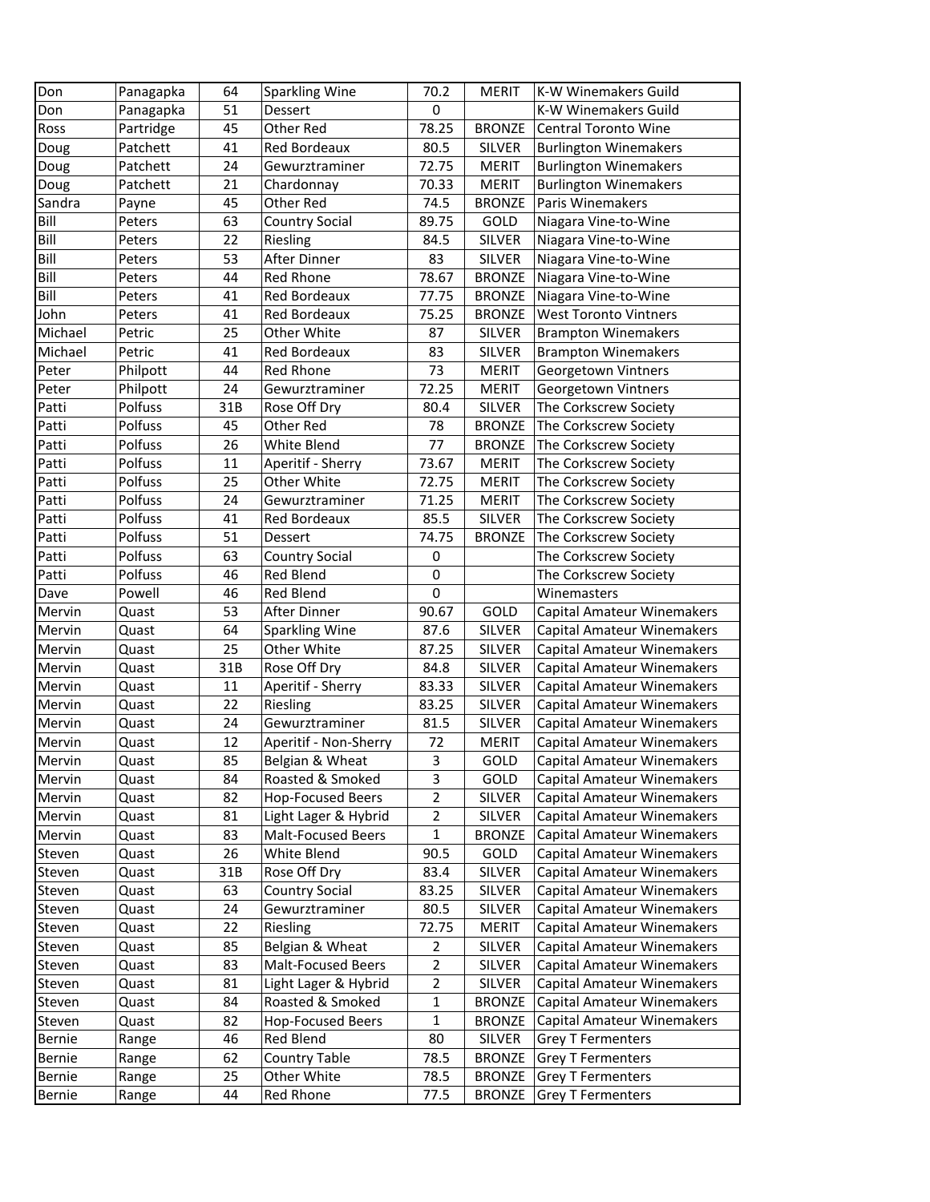| Don | Panagapka | 64 | Sparkling Wine | 70.2 | MERIT | K-W Winemakers Guild |
|---|---|---|---|---|---|---|
| Don | Panagapka | 51 | Dessert | 0 | | K-W Winemakers Guild |
| Ross | Partridge | 45 | Other Red | 78.25 | BRONZE | Central Toronto Wine |
| Doug | Patchett | 41 | Red Bordeaux | 80.5 | SILVER | Burlington Winemakers |
| Doug | Patchett | 24 | Gewurztraminer | 72.75 | MERIT | Burlington Winemakers |
| Doug | Patchett | 21 | Chardonnay | 70.33 | MERIT | Burlington Winemakers |
| Sandra | Payne | 45 | Other Red | 74.5 | BRONZE | Paris Winemakers |
| Bill | Peters | 63 | Country Social | 89.75 | GOLD | Niagara Vine-to-Wine |
| Bill | Peters | 22 | Riesling | 84.5 | SILVER | Niagara Vine-to-Wine |
| Bill | Peters | 53 | After Dinner | 83 | SILVER | Niagara Vine-to-Wine |
| Bill | Peters | 44 | Red Rhone | 78.67 | BRONZE | Niagara Vine-to-Wine |
| Bill | Peters | 41 | Red Bordeaux | 77.75 | BRONZE | Niagara Vine-to-Wine |
| John | Peters | 41 | Red Bordeaux | 75.25 | BRONZE | West Toronto Vintners |
| Michael | Petric | 25 | Other White | 87 | SILVER | Brampton Winemakers |
| Michael | Petric | 41 | Red Bordeaux | 83 | SILVER | Brampton Winemakers |
| Peter | Philpott | 44 | Red Rhone | 73 | MERIT | Georgetown Vintners |
| Peter | Philpott | 24 | Gewurztraminer | 72.25 | MERIT | Georgetown Vintners |
| Patti | Polfuss | 31B | Rose Off Dry | 80.4 | SILVER | The Corkscrew Society |
| Patti | Polfuss | 45 | Other Red | 78 | BRONZE | The Corkscrew Society |
| Patti | Polfuss | 26 | White Blend | 77 | BRONZE | The Corkscrew Society |
| Patti | Polfuss | 11 | Aperitif - Sherry | 73.67 | MERIT | The Corkscrew Society |
| Patti | Polfuss | 25 | Other White | 72.75 | MERIT | The Corkscrew Society |
| Patti | Polfuss | 24 | Gewurztraminer | 71.25 | MERIT | The Corkscrew Society |
| Patti | Polfuss | 41 | Red Bordeaux | 85.5 | SILVER | The Corkscrew Society |
| Patti | Polfuss | 51 | Dessert | 74.75 | BRONZE | The Corkscrew Society |
| Patti | Polfuss | 63 | Country Social | 0 | | The Corkscrew Society |
| Patti | Polfuss | 46 | Red Blend | 0 | | The Corkscrew Society |
| Dave | Powell | 46 | Red Blend | 0 | | Winemasters |
| Mervin | Quast | 53 | After Dinner | 90.67 | GOLD | Capital Amateur Winemakers |
| Mervin | Quast | 64 | Sparkling Wine | 87.6 | SILVER | Capital Amateur Winemakers |
| Mervin | Quast | 25 | Other White | 87.25 | SILVER | Capital Amateur Winemakers |
| Mervin | Quast | 31B | Rose Off Dry | 84.8 | SILVER | Capital Amateur Winemakers |
| Mervin | Quast | 11 | Aperitif - Sherry | 83.33 | SILVER | Capital Amateur Winemakers |
| Mervin | Quast | 22 | Riesling | 83.25 | SILVER | Capital Amateur Winemakers |
| Mervin | Quast | 24 | Gewurztraminer | 81.5 | SILVER | Capital Amateur Winemakers |
| Mervin | Quast | 12 | Aperitif - Non-Sherry | 72 | MERIT | Capital Amateur Winemakers |
| Mervin | Quast | 85 | Belgian & Wheat | 3 | GOLD | Capital Amateur Winemakers |
| Mervin | Quast | 84 | Roasted & Smoked | 3 | GOLD | Capital Amateur Winemakers |
| Mervin | Quast | 82 | Hop-Focused Beers | 2 | SILVER | Capital Amateur Winemakers |
| Mervin | Quast | 81 | Light Lager & Hybrid | 2 | SILVER | Capital Amateur Winemakers |
| Mervin | Quast | 83 | Malt-Focused Beers | 1 | BRONZE | Capital Amateur Winemakers |
| Steven | Quast | 26 | White Blend | 90.5 | GOLD | Capital Amateur Winemakers |
| Steven | Quast | 31B | Rose Off Dry | 83.4 | SILVER | Capital Amateur Winemakers |
| Steven | Quast | 63 | Country Social | 83.25 | SILVER | Capital Amateur Winemakers |
| Steven | Quast | 24 | Gewurztraminer | 80.5 | SILVER | Capital Amateur Winemakers |
| Steven | Quast | 22 | Riesling | 72.75 | MERIT | Capital Amateur Winemakers |
| Steven | Quast | 85 | Belgian & Wheat | 2 | SILVER | Capital Amateur Winemakers |
| Steven | Quast | 83 | Malt-Focused Beers | 2 | SILVER | Capital Amateur Winemakers |
| Steven | Quast | 81 | Light Lager & Hybrid | 2 | SILVER | Capital Amateur Winemakers |
| Steven | Quast | 84 | Roasted & Smoked | 1 | BRONZE | Capital Amateur Winemakers |
| Steven | Quast | 82 | Hop-Focused Beers | 1 | BRONZE | Capital Amateur Winemakers |
| Bernie | Range | 46 | Red Blend | 80 | SILVER | Grey T Fermenters |
| Bernie | Range | 62 | Country Table | 78.5 | BRONZE | Grey T Fermenters |
| Bernie | Range | 25 | Other White | 78.5 | BRONZE | Grey T Fermenters |
| Bernie | Range | 44 | Red Rhone | 77.5 | BRONZE | Grey T Fermenters |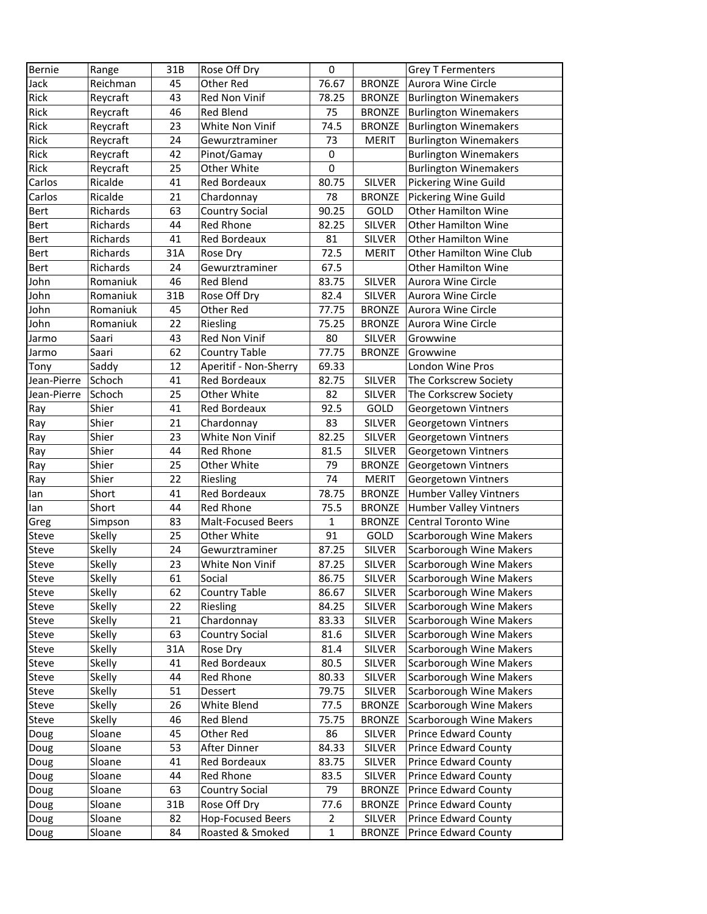| Bernie | Range | 31B | Rose Off Dry | 0 | | Grey T Fermenters |
|---|---|---|---|---|---|---|
| Jack | Reichman | 45 | Other Red | 76.67 | BRONZE | Aurora Wine Circle |
| Rick | Reycraft | 43 | Red Non Vinif | 78.25 | BRONZE | Burlington Winemakers |
| Rick | Reycraft | 46 | Red Blend | 75 | BRONZE | Burlington Winemakers |
| Rick | Reycraft | 23 | White Non Vinif | 74.5 | BRONZE | Burlington Winemakers |
| Rick | Reycraft | 24 | Gewurztraminer | 73 | MERIT | Burlington Winemakers |
| Rick | Reycraft | 42 | Pinot/Gamay | 0 | | Burlington Winemakers |
| Rick | Reycraft | 25 | Other White | 0 | | Burlington Winemakers |
| Carlos | Ricalde | 41 | Red Bordeaux | 80.75 | SILVER | Pickering Wine Guild |
| Carlos | Ricalde | 21 | Chardonnay | 78 | BRONZE | Pickering Wine Guild |
| Bert | Richards | 63 | Country Social | 90.25 | GOLD | Other Hamilton Wine |
| Bert | Richards | 44 | Red Rhone | 82.25 | SILVER | Other Hamilton Wine |
| Bert | Richards | 41 | Red Bordeaux | 81 | SILVER | Other Hamilton Wine |
| Bert | Richards | 31A | Rose Dry | 72.5 | MERIT | Other Hamilton Wine Club |
| Bert | Richards | 24 | Gewurztraminer | 67.5 | | Other Hamilton Wine |
| John | Romaniuk | 46 | Red Blend | 83.75 | SILVER | Aurora Wine Circle |
| John | Romaniuk | 31B | Rose Off Dry | 82.4 | SILVER | Aurora Wine Circle |
| John | Romaniuk | 45 | Other Red | 77.75 | BRONZE | Aurora Wine Circle |
| John | Romaniuk | 22 | Riesling | 75.25 | BRONZE | Aurora Wine Circle |
| Jarmo | Saari | 43 | Red Non Vinif | 80 | SILVER | Growwine |
| Jarmo | Saari | 62 | Country Table | 77.75 | BRONZE | Growwine |
| Tony | Saddy | 12 | Aperitif - Non-Sherry | 69.33 | | London Wine Pros |
| Jean-Pierre | Schoch | 41 | Red Bordeaux | 82.75 | SILVER | The Corkscrew Society |
| Jean-Pierre | Schoch | 25 | Other White | 82 | SILVER | The Corkscrew Society |
| Ray | Shier | 41 | Red Bordeaux | 92.5 | GOLD | Georgetown Vintners |
| Ray | Shier | 21 | Chardonnay | 83 | SILVER | Georgetown Vintners |
| Ray | Shier | 23 | White Non Vinif | 82.25 | SILVER | Georgetown Vintners |
| Ray | Shier | 44 | Red Rhone | 81.5 | SILVER | Georgetown Vintners |
| Ray | Shier | 25 | Other White | 79 | BRONZE | Georgetown Vintners |
| Ray | Shier | 22 | Riesling | 74 | MERIT | Georgetown Vintners |
| Ian | Short | 41 | Red Bordeaux | 78.75 | BRONZE | Humber Valley Vintners |
| Ian | Short | 44 | Red Rhone | 75.5 | BRONZE | Humber Valley Vintners |
| Greg | Simpson | 83 | Malt-Focused Beers | 1 | BRONZE | Central Toronto Wine |
| Steve | Skelly | 25 | Other White | 91 | GOLD | Scarborough Wine Makers |
| Steve | Skelly | 24 | Gewurztraminer | 87.25 | SILVER | Scarborough Wine Makers |
| Steve | Skelly | 23 | White Non Vinif | 87.25 | SILVER | Scarborough Wine Makers |
| Steve | Skelly | 61 | Social | 86.75 | SILVER | Scarborough Wine Makers |
| Steve | Skelly | 62 | Country Table | 86.67 | SILVER | Scarborough Wine Makers |
| Steve | Skelly | 22 | Riesling | 84.25 | SILVER | Scarborough Wine Makers |
| Steve | Skelly | 21 | Chardonnay | 83.33 | SILVER | Scarborough Wine Makers |
| Steve | Skelly | 63 | Country Social | 81.6 | SILVER | Scarborough Wine Makers |
| Steve | Skelly | 31A | Rose Dry | 81.4 | SILVER | Scarborough Wine Makers |
| Steve | Skelly | 41 | Red Bordeaux | 80.5 | SILVER | Scarborough Wine Makers |
| Steve | Skelly | 44 | Red Rhone | 80.33 | SILVER | Scarborough Wine Makers |
| Steve | Skelly | 51 | Dessert | 79.75 | SILVER | Scarborough Wine Makers |
| Steve | Skelly | 26 | White Blend | 77.5 | BRONZE | Scarborough Wine Makers |
| Steve | Skelly | 46 | Red Blend | 75.75 | BRONZE | Scarborough Wine Makers |
| Doug | Sloane | 45 | Other Red | 86 | SILVER | Prince Edward County |
| Doug | Sloane | 53 | After Dinner | 84.33 | SILVER | Prince Edward County |
| Doug | Sloane | 41 | Red Bordeaux | 83.75 | SILVER | Prince Edward County |
| Doug | Sloane | 44 | Red Rhone | 83.5 | SILVER | Prince Edward County |
| Doug | Sloane | 63 | Country Social | 79 | BRONZE | Prince Edward County |
| Doug | Sloane | 31B | Rose Off Dry | 77.6 | BRONZE | Prince Edward County |
| Doug | Sloane | 82 | Hop-Focused Beers | 2 | SILVER | Prince Edward County |
| Doug | Sloane | 84 | Roasted & Smoked | 1 | BRONZE | Prince Edward County |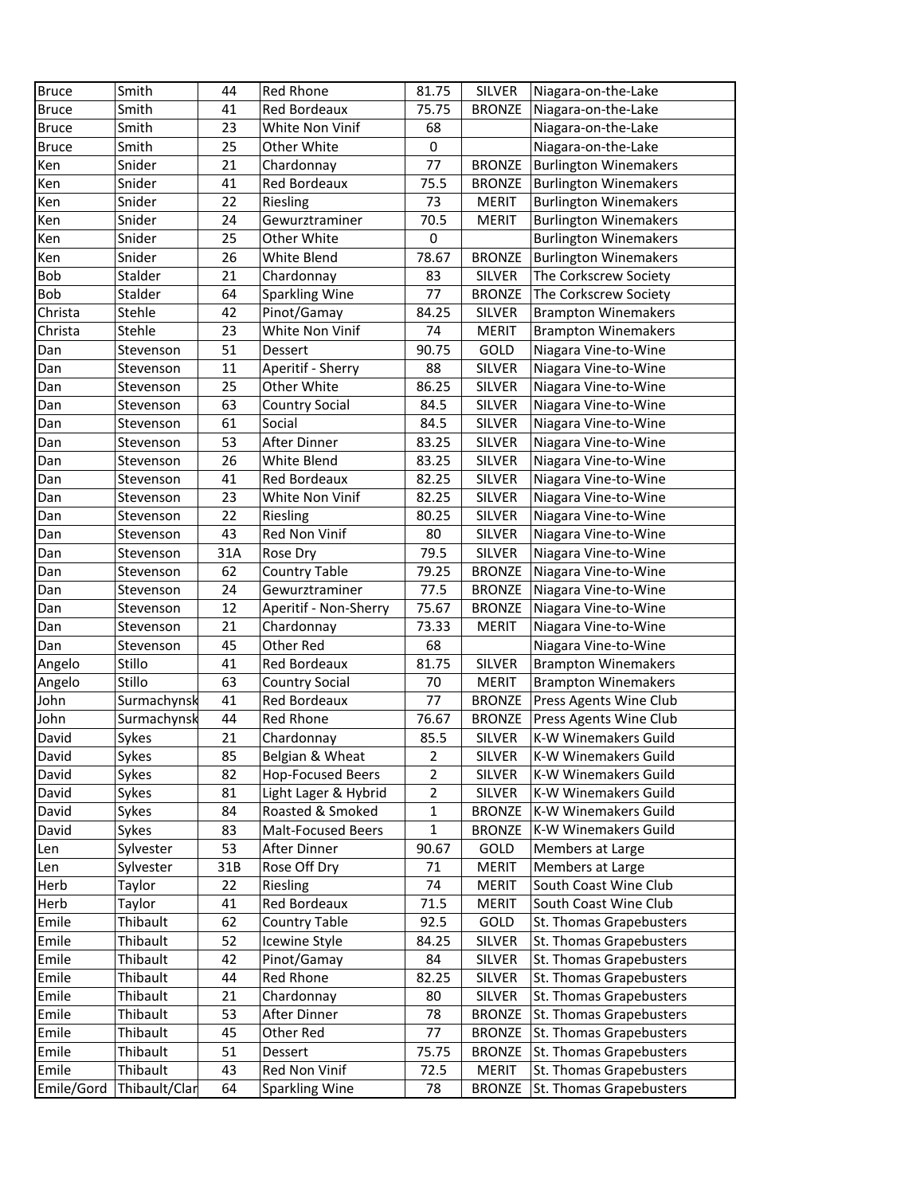| Bruce | Smith | 44 | Red Rhone | 81.75 | SILVER | Niagara-on-the-Lake |
|---|---|---|---|---|---|---|
| Bruce | Smith | 41 | Red Bordeaux | 75.75 | BRONZE | Niagara-on-the-Lake |
| Bruce | Smith | 23 | White Non Vinif | 68 | | Niagara-on-the-Lake |
| Bruce | Smith | 25 | Other White | 0 | | Niagara-on-the-Lake |
| Ken | Snider | 21 | Chardonnay | 77 | BRONZE | Burlington Winemakers |
| Ken | Snider | 41 | Red Bordeaux | 75.5 | BRONZE | Burlington Winemakers |
| Ken | Snider | 22 | Riesling | 73 | MERIT | Burlington Winemakers |
| Ken | Snider | 24 | Gewurztraminer | 70.5 | MERIT | Burlington Winemakers |
| Ken | Snider | 25 | Other White | 0 | | Burlington Winemakers |
| Ken | Snider | 26 | White Blend | 78.67 | BRONZE | Burlington Winemakers |
| Bob | Stalder | 21 | Chardonnay | 83 | SILVER | The Corkscrew Society |
| Bob | Stalder | 64 | Sparkling Wine | 77 | BRONZE | The Corkscrew Society |
| Christa | Stehle | 42 | Pinot/Gamay | 84.25 | SILVER | Brampton Winemakers |
| Christa | Stehle | 23 | White Non Vinif | 74 | MERIT | Brampton Winemakers |
| Dan | Stevenson | 51 | Dessert | 90.75 | GOLD | Niagara Vine-to-Wine |
| Dan | Stevenson | 11 | Aperitif - Sherry | 88 | SILVER | Niagara Vine-to-Wine |
| Dan | Stevenson | 25 | Other White | 86.25 | SILVER | Niagara Vine-to-Wine |
| Dan | Stevenson | 63 | Country Social | 84.5 | SILVER | Niagara Vine-to-Wine |
| Dan | Stevenson | 61 | Social | 84.5 | SILVER | Niagara Vine-to-Wine |
| Dan | Stevenson | 53 | After Dinner | 83.25 | SILVER | Niagara Vine-to-Wine |
| Dan | Stevenson | 26 | White Blend | 83.25 | SILVER | Niagara Vine-to-Wine |
| Dan | Stevenson | 41 | Red Bordeaux | 82.25 | SILVER | Niagara Vine-to-Wine |
| Dan | Stevenson | 23 | White Non Vinif | 82.25 | SILVER | Niagara Vine-to-Wine |
| Dan | Stevenson | 22 | Riesling | 80.25 | SILVER | Niagara Vine-to-Wine |
| Dan | Stevenson | 43 | Red Non Vinif | 80 | SILVER | Niagara Vine-to-Wine |
| Dan | Stevenson | 31A | Rose Dry | 79.5 | SILVER | Niagara Vine-to-Wine |
| Dan | Stevenson | 62 | Country Table | 79.25 | BRONZE | Niagara Vine-to-Wine |
| Dan | Stevenson | 24 | Gewurztraminer | 77.5 | BRONZE | Niagara Vine-to-Wine |
| Dan | Stevenson | 12 | Aperitif - Non-Sherry | 75.67 | BRONZE | Niagara Vine-to-Wine |
| Dan | Stevenson | 21 | Chardonnay | 73.33 | MERIT | Niagara Vine-to-Wine |
| Dan | Stevenson | 45 | Other Red | 68 | | Niagara Vine-to-Wine |
| Angelo | Stillo | 41 | Red Bordeaux | 81.75 | SILVER | Brampton Winemakers |
| Angelo | Stillo | 63 | Country Social | 70 | MERIT | Brampton Winemakers |
| John | Surmachynsk | 41 | Red Bordeaux | 77 | BRONZE | Press Agents Wine Club |
| John | Surmachynsk | 44 | Red Rhone | 76.67 | BRONZE | Press Agents Wine Club |
| David | Sykes | 21 | Chardonnay | 85.5 | SILVER | K-W Winemakers Guild |
| David | Sykes | 85 | Belgian & Wheat | 2 | SILVER | K-W Winemakers Guild |
| David | Sykes | 82 | Hop-Focused Beers | 2 | SILVER | K-W Winemakers Guild |
| David | Sykes | 81 | Light Lager & Hybrid | 2 | SILVER | K-W Winemakers Guild |
| David | Sykes | 84 | Roasted & Smoked | 1 | BRONZE | K-W Winemakers Guild |
| David | Sykes | 83 | Malt-Focused Beers | 1 | BRONZE | K-W Winemakers Guild |
| Len | Sylvester | 53 | After Dinner | 90.67 | GOLD | Members at Large |
| Len | Sylvester | 31B | Rose Off Dry | 71 | MERIT | Members at Large |
| Herb | Taylor | 22 | Riesling | 74 | MERIT | South Coast Wine Club |
| Herb | Taylor | 41 | Red Bordeaux | 71.5 | MERIT | South Coast Wine Club |
| Emile | Thibault | 62 | Country Table | 92.5 | GOLD | St. Thomas Grapebusters |
| Emile | Thibault | 52 | Icewine Style | 84.25 | SILVER | St. Thomas Grapebusters |
| Emile | Thibault | 42 | Pinot/Gamay | 84 | SILVER | St. Thomas Grapebusters |
| Emile | Thibault | 44 | Red Rhone | 82.25 | SILVER | St. Thomas Grapebusters |
| Emile | Thibault | 21 | Chardonnay | 80 | SILVER | St. Thomas Grapebusters |
| Emile | Thibault | 53 | After Dinner | 78 | BRONZE | St. Thomas Grapebusters |
| Emile | Thibault | 45 | Other Red | 77 | BRONZE | St. Thomas Grapebusters |
| Emile | Thibault | 51 | Dessert | 75.75 | BRONZE | St. Thomas Grapebusters |
| Emile | Thibault | 43 | Red Non Vinif | 72.5 | MERIT | St. Thomas Grapebusters |
| Emile/Gord | Thibault/Clar | 64 | Sparkling Wine | 78 | BRONZE | St. Thomas Grapebusters |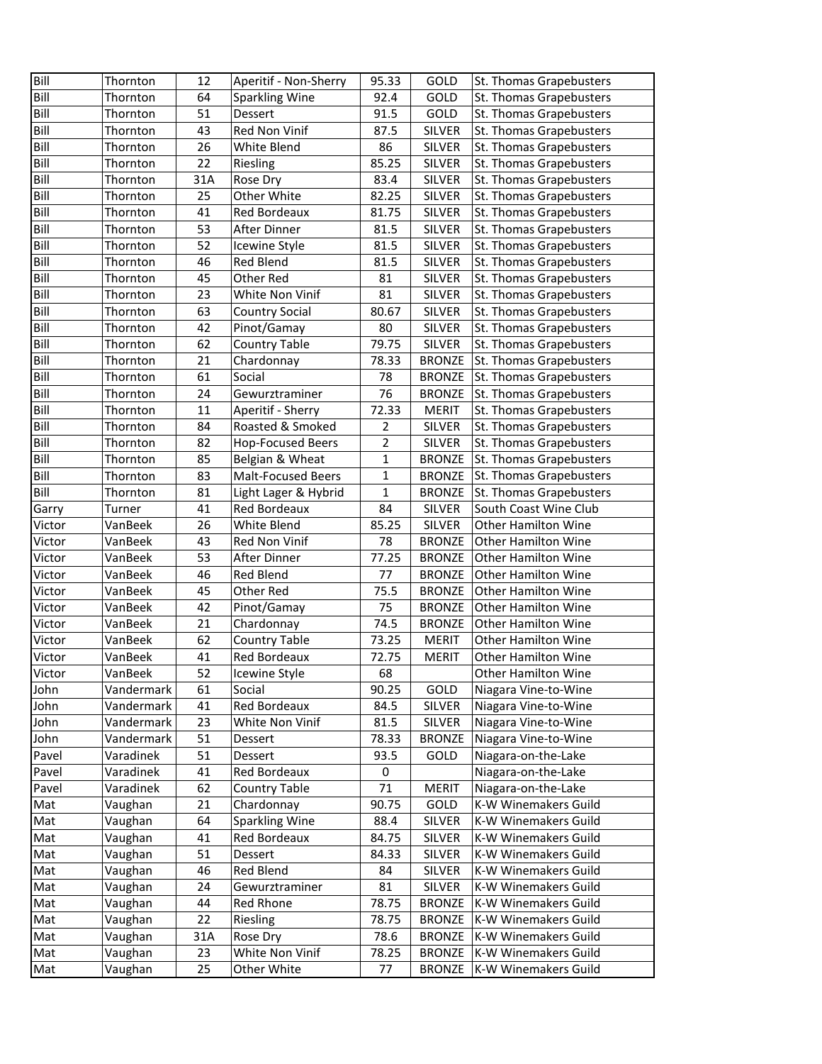| Bill | Thornton | 12 | Aperitif - Non-Sherry | 95.33 | GOLD | St. Thomas Grapebusters |
|---|---|---|---|---|---|---|
| Bill | Thornton | 64 | Sparkling Wine | 92.4 | GOLD | St. Thomas Grapebusters |
| Bill | Thornton | 51 | Dessert | 91.5 | GOLD | St. Thomas Grapebusters |
| Bill | Thornton | 43 | Red Non Vinif | 87.5 | SILVER | St. Thomas Grapebusters |
| Bill | Thornton | 26 | White Blend | 86 | SILVER | St. Thomas Grapebusters |
| Bill | Thornton | 22 | Riesling | 85.25 | SILVER | St. Thomas Grapebusters |
| Bill | Thornton | 31A | Rose Dry | 83.4 | SILVER | St. Thomas Grapebusters |
| Bill | Thornton | 25 | Other White | 82.25 | SILVER | St. Thomas Grapebusters |
| Bill | Thornton | 41 | Red Bordeaux | 81.75 | SILVER | St. Thomas Grapebusters |
| Bill | Thornton | 53 | After Dinner | 81.5 | SILVER | St. Thomas Grapebusters |
| Bill | Thornton | 52 | Icewine Style | 81.5 | SILVER | St. Thomas Grapebusters |
| Bill | Thornton | 46 | Red Blend | 81.5 | SILVER | St. Thomas Grapebusters |
| Bill | Thornton | 45 | Other Red | 81 | SILVER | St. Thomas Grapebusters |
| Bill | Thornton | 23 | White Non Vinif | 81 | SILVER | St. Thomas Grapebusters |
| Bill | Thornton | 63 | Country Social | 80.67 | SILVER | St. Thomas Grapebusters |
| Bill | Thornton | 42 | Pinot/Gamay | 80 | SILVER | St. Thomas Grapebusters |
| Bill | Thornton | 62 | Country Table | 79.75 | SILVER | St. Thomas Grapebusters |
| Bill | Thornton | 21 | Chardonnay | 78.33 | BRONZE | St. Thomas Grapebusters |
| Bill | Thornton | 61 | Social | 78 | BRONZE | St. Thomas Grapebusters |
| Bill | Thornton | 24 | Gewurztraminer | 76 | BRONZE | St. Thomas Grapebusters |
| Bill | Thornton | 11 | Aperitif - Sherry | 72.33 | MERIT | St. Thomas Grapebusters |
| Bill | Thornton | 84 | Roasted & Smoked | 2 | SILVER | St. Thomas Grapebusters |
| Bill | Thornton | 82 | Hop-Focused Beers | 2 | SILVER | St. Thomas Grapebusters |
| Bill | Thornton | 85 | Belgian & Wheat | 1 | BRONZE | St. Thomas Grapebusters |
| Bill | Thornton | 83 | Malt-Focused Beers | 1 | BRONZE | St. Thomas Grapebusters |
| Bill | Thornton | 81 | Light Lager & Hybrid | 1 | BRONZE | St. Thomas Grapebusters |
| Garry | Turner | 41 | Red Bordeaux | 84 | SILVER | South Coast Wine Club |
| Victor | VanBeek | 26 | White Blend | 85.25 | SILVER | Other Hamilton Wine |
| Victor | VanBeek | 43 | Red Non Vinif | 78 | BRONZE | Other Hamilton Wine |
| Victor | VanBeek | 53 | After Dinner | 77.25 | BRONZE | Other Hamilton Wine |
| Victor | VanBeek | 46 | Red Blend | 77 | BRONZE | Other Hamilton Wine |
| Victor | VanBeek | 45 | Other Red | 75.5 | BRONZE | Other Hamilton Wine |
| Victor | VanBeek | 42 | Pinot/Gamay | 75 | BRONZE | Other Hamilton Wine |
| Victor | VanBeek | 21 | Chardonnay | 74.5 | BRONZE | Other Hamilton Wine |
| Victor | VanBeek | 62 | Country Table | 73.25 | MERIT | Other Hamilton Wine |
| Victor | VanBeek | 41 | Red Bordeaux | 72.75 | MERIT | Other Hamilton Wine |
| Victor | VanBeek | 52 | Icewine Style | 68 | | Other Hamilton Wine |
| John | Vandermark | 61 | Social | 90.25 | GOLD | Niagara Vine-to-Wine |
| John | Vandermark | 41 | Red Bordeaux | 84.5 | SILVER | Niagara Vine-to-Wine |
| John | Vandermark | 23 | White Non Vinif | 81.5 | SILVER | Niagara Vine-to-Wine |
| John | Vandermark | 51 | Dessert | 78.33 | BRONZE | Niagara Vine-to-Wine |
| Pavel | Varadinek | 51 | Dessert | 93.5 | GOLD | Niagara-on-the-Lake |
| Pavel | Varadinek | 41 | Red Bordeaux | 0 | | Niagara-on-the-Lake |
| Pavel | Varadinek | 62 | Country Table | 71 | MERIT | Niagara-on-the-Lake |
| Mat | Vaughan | 21 | Chardonnay | 90.75 | GOLD | K-W Winemakers Guild |
| Mat | Vaughan | 64 | Sparkling Wine | 88.4 | SILVER | K-W Winemakers Guild |
| Mat | Vaughan | 41 | Red Bordeaux | 84.75 | SILVER | K-W Winemakers Guild |
| Mat | Vaughan | 51 | Dessert | 84.33 | SILVER | K-W Winemakers Guild |
| Mat | Vaughan | 46 | Red Blend | 84 | SILVER | K-W Winemakers Guild |
| Mat | Vaughan | 24 | Gewurztraminer | 81 | SILVER | K-W Winemakers Guild |
| Mat | Vaughan | 44 | Red Rhone | 78.75 | BRONZE | K-W Winemakers Guild |
| Mat | Vaughan | 22 | Riesling | 78.75 | BRONZE | K-W Winemakers Guild |
| Mat | Vaughan | 31A | Rose Dry | 78.6 | BRONZE | K-W Winemakers Guild |
| Mat | Vaughan | 23 | White Non Vinif | 78.25 | BRONZE | K-W Winemakers Guild |
| Mat | Vaughan | 25 | Other White | 77 | BRONZE | K-W Winemakers Guild |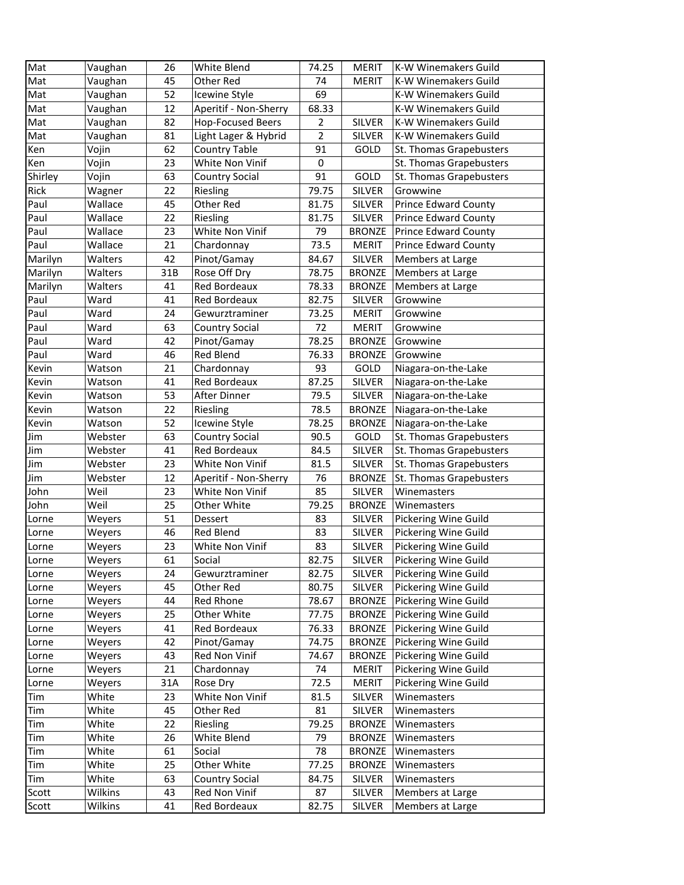| Mat | Vaughan | 26 | White Blend | 74.25 | MERIT | K-W Winemakers Guild |
|---|---|---|---|---|---|---|
| Mat | Vaughan | 45 | Other Red | 74 | MERIT | K-W Winemakers Guild |
| Mat | Vaughan | 52 | Icewine Style | 69 | | K-W Winemakers Guild |
| Mat | Vaughan | 12 | Aperitif - Non-Sherry | 68.33 | | K-W Winemakers Guild |
| Mat | Vaughan | 82 | Hop-Focused Beers | 2 | SILVER | K-W Winemakers Guild |
| Mat | Vaughan | 81 | Light Lager & Hybrid | 2 | SILVER | K-W Winemakers Guild |
| Ken | Vojin | 62 | Country Table | 91 | GOLD | St. Thomas Grapebusters |
| Ken | Vojin | 23 | White Non Vinif | 0 | | St. Thomas Grapebusters |
| Shirley | Vojin | 63 | Country Social | 91 | GOLD | St. Thomas Grapebusters |
| Rick | Wagner | 22 | Riesling | 79.75 | SILVER | Growwine |
| Paul | Wallace | 45 | Other Red | 81.75 | SILVER | Prince Edward County |
| Paul | Wallace | 22 | Riesling | 81.75 | SILVER | Prince Edward County |
| Paul | Wallace | 23 | White Non Vinif | 79 | BRONZE | Prince Edward County |
| Paul | Wallace | 21 | Chardonnay | 73.5 | MERIT | Prince Edward County |
| Marilyn | Walters | 42 | Pinot/Gamay | 84.67 | SILVER | Members at Large |
| Marilyn | Walters | 31B | Rose Off Dry | 78.75 | BRONZE | Members at Large |
| Marilyn | Walters | 41 | Red Bordeaux | 78.33 | BRONZE | Members at Large |
| Paul | Ward | 41 | Red Bordeaux | 82.75 | SILVER | Growwine |
| Paul | Ward | 24 | Gewurztraminer | 73.25 | MERIT | Growwine |
| Paul | Ward | 63 | Country Social | 72 | MERIT | Growwine |
| Paul | Ward | 42 | Pinot/Gamay | 78.25 | BRONZE | Growwine |
| Paul | Ward | 46 | Red Blend | 76.33 | BRONZE | Growwine |
| Kevin | Watson | 21 | Chardonnay | 93 | GOLD | Niagara-on-the-Lake |
| Kevin | Watson | 41 | Red Bordeaux | 87.25 | SILVER | Niagara-on-the-Lake |
| Kevin | Watson | 53 | After Dinner | 79.5 | SILVER | Niagara-on-the-Lake |
| Kevin | Watson | 22 | Riesling | 78.5 | BRONZE | Niagara-on-the-Lake |
| Kevin | Watson | 52 | Icewine Style | 78.25 | BRONZE | Niagara-on-the-Lake |
| Jim | Webster | 63 | Country Social | 90.5 | GOLD | St. Thomas Grapebusters |
| Jim | Webster | 41 | Red Bordeaux | 84.5 | SILVER | St. Thomas Grapebusters |
| Jim | Webster | 23 | White Non Vinif | 81.5 | SILVER | St. Thomas Grapebusters |
| Jim | Webster | 12 | Aperitif - Non-Sherry | 76 | BRONZE | St. Thomas Grapebusters |
| John | Weil | 23 | White Non Vinif | 85 | SILVER | Winemasters |
| John | Weil | 25 | Other White | 79.25 | BRONZE | Winemasters |
| Lorne | Weyers | 51 | Dessert | 83 | SILVER | Pickering Wine Guild |
| Lorne | Weyers | 46 | Red Blend | 83 | SILVER | Pickering Wine Guild |
| Lorne | Weyers | 23 | White Non Vinif | 83 | SILVER | Pickering Wine Guild |
| Lorne | Weyers | 61 | Social | 82.75 | SILVER | Pickering Wine Guild |
| Lorne | Weyers | 24 | Gewurztraminer | 82.75 | SILVER | Pickering Wine Guild |
| Lorne | Weyers | 45 | Other Red | 80.75 | SILVER | Pickering Wine Guild |
| Lorne | Weyers | 44 | Red Rhone | 78.67 | BRONZE | Pickering Wine Guild |
| Lorne | Weyers | 25 | Other White | 77.75 | BRONZE | Pickering Wine Guild |
| Lorne | Weyers | 41 | Red Bordeaux | 76.33 | BRONZE | Pickering Wine Guild |
| Lorne | Weyers | 42 | Pinot/Gamay | 74.75 | BRONZE | Pickering Wine Guild |
| Lorne | Weyers | 43 | Red Non Vinif | 74.67 | BRONZE | Pickering Wine Guild |
| Lorne | Weyers | 21 | Chardonnay | 74 | MERIT | Pickering Wine Guild |
| Lorne | Weyers | 31A | Rose Dry | 72.5 | MERIT | Pickering Wine Guild |
| Tim | White | 23 | White Non Vinif | 81.5 | SILVER | Winemasters |
| Tim | White | 45 | Other Red | 81 | SILVER | Winemasters |
| Tim | White | 22 | Riesling | 79.25 | BRONZE | Winemasters |
| Tim | White | 26 | White Blend | 79 | BRONZE | Winemasters |
| Tim | White | 61 | Social | 78 | BRONZE | Winemasters |
| Tim | White | 25 | Other White | 77.25 | BRONZE | Winemasters |
| Tim | White | 63 | Country Social | 84.75 | SILVER | Winemasters |
| Scott | Wilkins | 43 | Red Non Vinif | 87 | SILVER | Members at Large |
| Scott | Wilkins | 41 | Red Bordeaux | 82.75 | SILVER | Members at Large |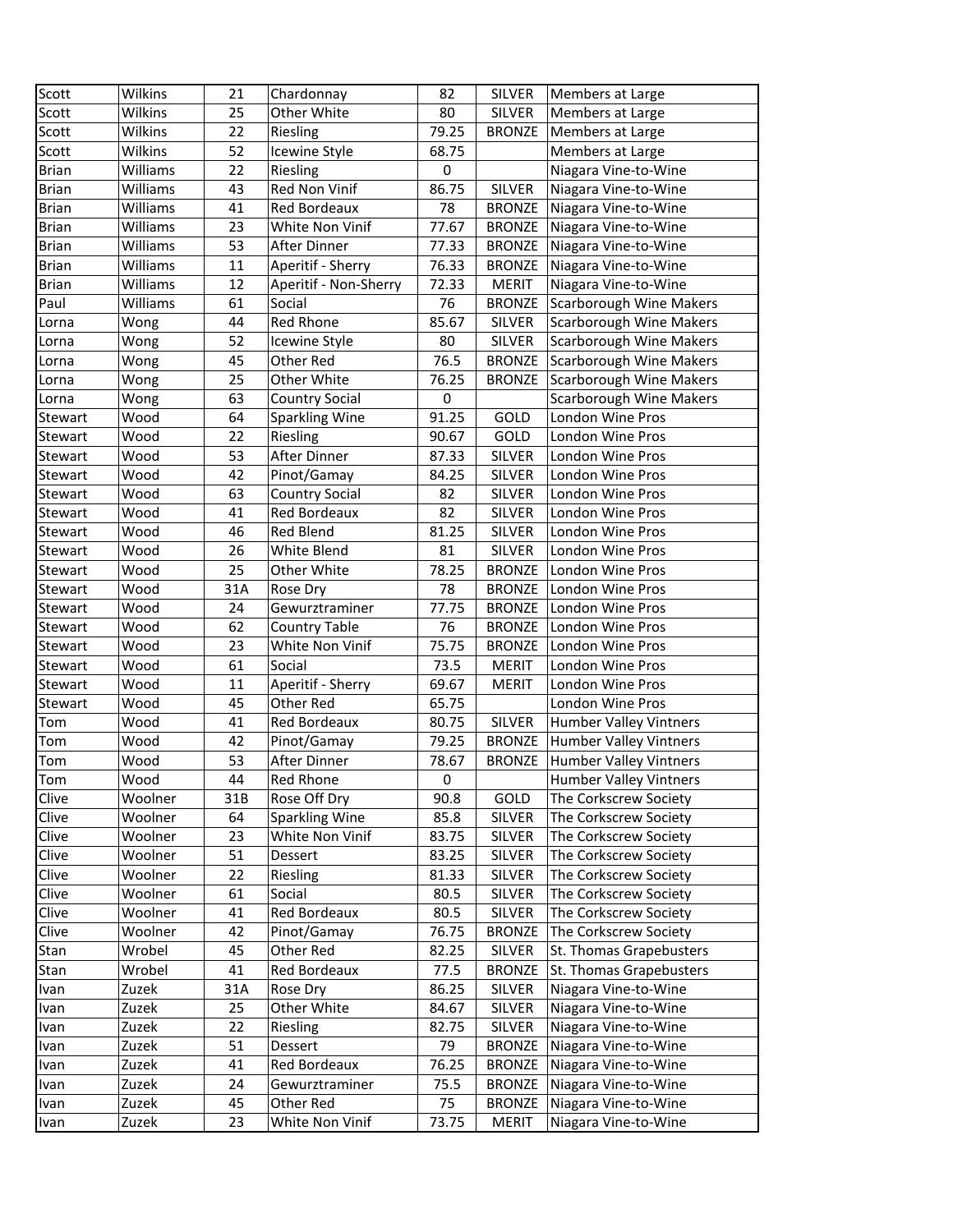| | | | | | | |
|---|---|---|---|---|---|---|
| Scott | Wilkins | 21 | Chardonnay | 82 | SILVER | Members at Large |
| Scott | Wilkins | 25 | Other White | 80 | SILVER | Members at Large |
| Scott | Wilkins | 22 | Riesling | 79.25 | BRONZE | Members at Large |
| Scott | Wilkins | 52 | Icewine Style | 68.75 | | Members at Large |
| Brian | Williams | 22 | Riesling | 0 | | Niagara Vine-to-Wine |
| Brian | Williams | 43 | Red Non Vinif | 86.75 | SILVER | Niagara Vine-to-Wine |
| Brian | Williams | 41 | Red Bordeaux | 78 | BRONZE | Niagara Vine-to-Wine |
| Brian | Williams | 23 | White Non Vinif | 77.67 | BRONZE | Niagara Vine-to-Wine |
| Brian | Williams | 53 | After Dinner | 77.33 | BRONZE | Niagara Vine-to-Wine |
| Brian | Williams | 11 | Aperitif - Sherry | 76.33 | BRONZE | Niagara Vine-to-Wine |
| Brian | Williams | 12 | Aperitif - Non-Sherry | 72.33 | MERIT | Niagara Vine-to-Wine |
| Paul | Williams | 61 | Social | 76 | BRONZE | Scarborough Wine Makers |
| Lorna | Wong | 44 | Red Rhone | 85.67 | SILVER | Scarborough Wine Makers |
| Lorna | Wong | 52 | Icewine Style | 80 | SILVER | Scarborough Wine Makers |
| Lorna | Wong | 45 | Other Red | 76.5 | BRONZE | Scarborough Wine Makers |
| Lorna | Wong | 25 | Other White | 76.25 | BRONZE | Scarborough Wine Makers |
| Lorna | Wong | 63 | Country Social | 0 | | Scarborough Wine Makers |
| Stewart | Wood | 64 | Sparkling Wine | 91.25 | GOLD | London Wine Pros |
| Stewart | Wood | 22 | Riesling | 90.67 | GOLD | London Wine Pros |
| Stewart | Wood | 53 | After Dinner | 87.33 | SILVER | London Wine Pros |
| Stewart | Wood | 42 | Pinot/Gamay | 84.25 | SILVER | London Wine Pros |
| Stewart | Wood | 63 | Country Social | 82 | SILVER | London Wine Pros |
| Stewart | Wood | 41 | Red Bordeaux | 82 | SILVER | London Wine Pros |
| Stewart | Wood | 46 | Red Blend | 81.25 | SILVER | London Wine Pros |
| Stewart | Wood | 26 | White Blend | 81 | SILVER | London Wine Pros |
| Stewart | Wood | 25 | Other White | 78.25 | BRONZE | London Wine Pros |
| Stewart | Wood | 31A | Rose Dry | 78 | BRONZE | London Wine Pros |
| Stewart | Wood | 24 | Gewurztraminer | 77.75 | BRONZE | London Wine Pros |
| Stewart | Wood | 62 | Country Table | 76 | BRONZE | London Wine Pros |
| Stewart | Wood | 23 | White Non Vinif | 75.75 | BRONZE | London Wine Pros |
| Stewart | Wood | 61 | Social | 73.5 | MERIT | London Wine Pros |
| Stewart | Wood | 11 | Aperitif - Sherry | 69.67 | MERIT | London Wine Pros |
| Stewart | Wood | 45 | Other Red | 65.75 | | London Wine Pros |
| Tom | Wood | 41 | Red Bordeaux | 80.75 | SILVER | Humber Valley Vintners |
| Tom | Wood | 42 | Pinot/Gamay | 79.25 | BRONZE | Humber Valley Vintners |
| Tom | Wood | 53 | After Dinner | 78.67 | BRONZE | Humber Valley Vintners |
| Tom | Wood | 44 | Red Rhone | 0 | | Humber Valley Vintners |
| Clive | Woolner | 31B | Rose Off Dry | 90.8 | GOLD | The Corkscrew Society |
| Clive | Woolner | 64 | Sparkling Wine | 85.8 | SILVER | The Corkscrew Society |
| Clive | Woolner | 23 | White Non Vinif | 83.75 | SILVER | The Corkscrew Society |
| Clive | Woolner | 51 | Dessert | 83.25 | SILVER | The Corkscrew Society |
| Clive | Woolner | 22 | Riesling | 81.33 | SILVER | The Corkscrew Society |
| Clive | Woolner | 61 | Social | 80.5 | SILVER | The Corkscrew Society |
| Clive | Woolner | 41 | Red Bordeaux | 80.5 | SILVER | The Corkscrew Society |
| Clive | Woolner | 42 | Pinot/Gamay | 76.75 | BRONZE | The Corkscrew Society |
| Stan | Wrobel | 45 | Other Red | 82.25 | SILVER | St. Thomas Grapebusters |
| Stan | Wrobel | 41 | Red Bordeaux | 77.5 | BRONZE | St. Thomas Grapebusters |
| Ivan | Zuzek | 31A | Rose Dry | 86.25 | SILVER | Niagara Vine-to-Wine |
| Ivan | Zuzek | 25 | Other White | 84.67 | SILVER | Niagara Vine-to-Wine |
| Ivan | Zuzek | 22 | Riesling | 82.75 | SILVER | Niagara Vine-to-Wine |
| Ivan | Zuzek | 51 | Dessert | 79 | BRONZE | Niagara Vine-to-Wine |
| Ivan | Zuzek | 41 | Red Bordeaux | 76.25 | BRONZE | Niagara Vine-to-Wine |
| Ivan | Zuzek | 24 | Gewurztraminer | 75.5 | BRONZE | Niagara Vine-to-Wine |
| Ivan | Zuzek | 45 | Other Red | 75 | BRONZE | Niagara Vine-to-Wine |
| Ivan | Zuzek | 23 | White Non Vinif | 73.75 | MERIT | Niagara Vine-to-Wine |